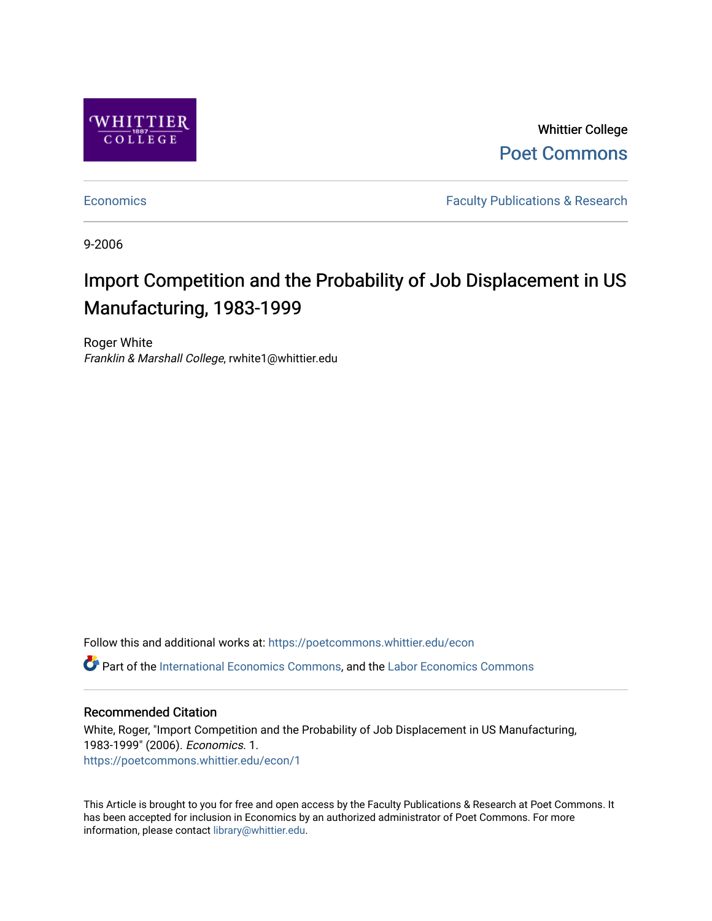Whittier College

Poet Commons

Economics

Faculty Publications & Research

9-2006

# Import Competition and the Probability of Job Displacement in US Manufacturing, 1983-1999

Roger White

*Franklin & Marshall College*, rwhite1@whittier.edu

Follow this and additional works at: https://poetcommons.whittier.edu/econ

Part of the International Economics Commons, and the Labor Economics Commons

## Recommended Citation

White, Roger, "Import Competition and the Probability of Job Displacement in US Manufacturing, 1983-1999" (2006). *Economics*. 1.

https://poetcommons.whittier.edu/econ/1

This Article is brought to you for free and open access by the Faculty Publications & Research at Poet Commons. It has been accepted for inclusion in Economics by an authorized administrator of Poet Commons. For more information, please contact library@whittier.edu.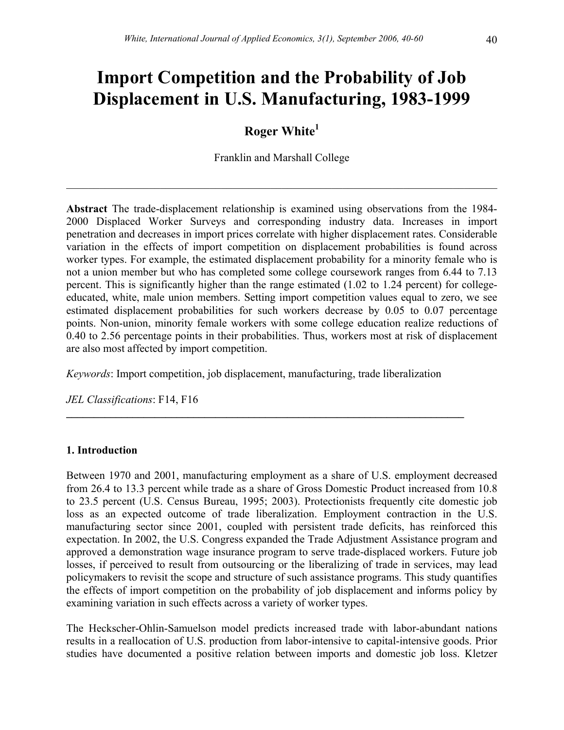# Import Competition and the Probability of Job Displacement in U.S. Manufacturing, 1983-1999

**Roger White**[1]

Franklin and Marshall College

---

**Abstract** The trade-displacement relationship is examined using observations from the 1984-2000 Displaced Worker Surveys and corresponding industry data. Increases in import penetration and decreases in import prices correlate with higher displacement rates. Considerable variation in the effects of import competition on displacement probabilities is found across worker types. For example, the estimated displacement probability for a minority female who is not a union member but who has completed some college coursework ranges from 6.44 to 7.13 percent. This is significantly higher than the range estimated (1.02 to 1.24 percent) for college-educated, white, male union members. Setting import competition values equal to zero, we see estimated displacement probabilities for such workers decrease by 0.05 to 0.07 percentage points. Non-union, minority female workers with some college education realize reductions of 0.40 to 2.56 percentage points in their probabilities. Thus, workers most at risk of displacement are also most affected by import competition.

*Keywords*: Import competition, job displacement, manufacturing, trade liberalization

*JEL Classifications*: F14, F16

---

## 1. Introduction

Between 1970 and 2001, manufacturing employment as a share of U.S. employment decreased from 26.4 to 13.3 percent while trade as a share of Gross Domestic Product increased from 10.8 to 23.5 percent (U.S. Census Bureau, 1995; 2003). Protectionists frequently cite domestic job loss as an expected outcome of trade liberalization. Employment contraction in the U.S. manufacturing sector since 2001, coupled with persistent trade deficits, has reinforced this expectation. In 2002, the U.S. Congress expanded the Trade Adjustment Assistance program and approved a demonstration wage insurance program to serve trade-displaced workers. Future job losses, if perceived to result from outsourcing or the liberalizing of trade in services, may lead policymakers to revisit the scope and structure of such assistance programs. This study quantifies the effects of import competition on the probability of job displacement and informs policy by examining variation in such effects across a variety of worker types.

The Heckscher-Ohlin-Samuelson model predicts increased trade with labor-abundant nations results in a reallocation of U.S. production from labor-intensive to capital-intensive goods. Prior studies have documented a positive relation between imports and domestic job loss. Kletzer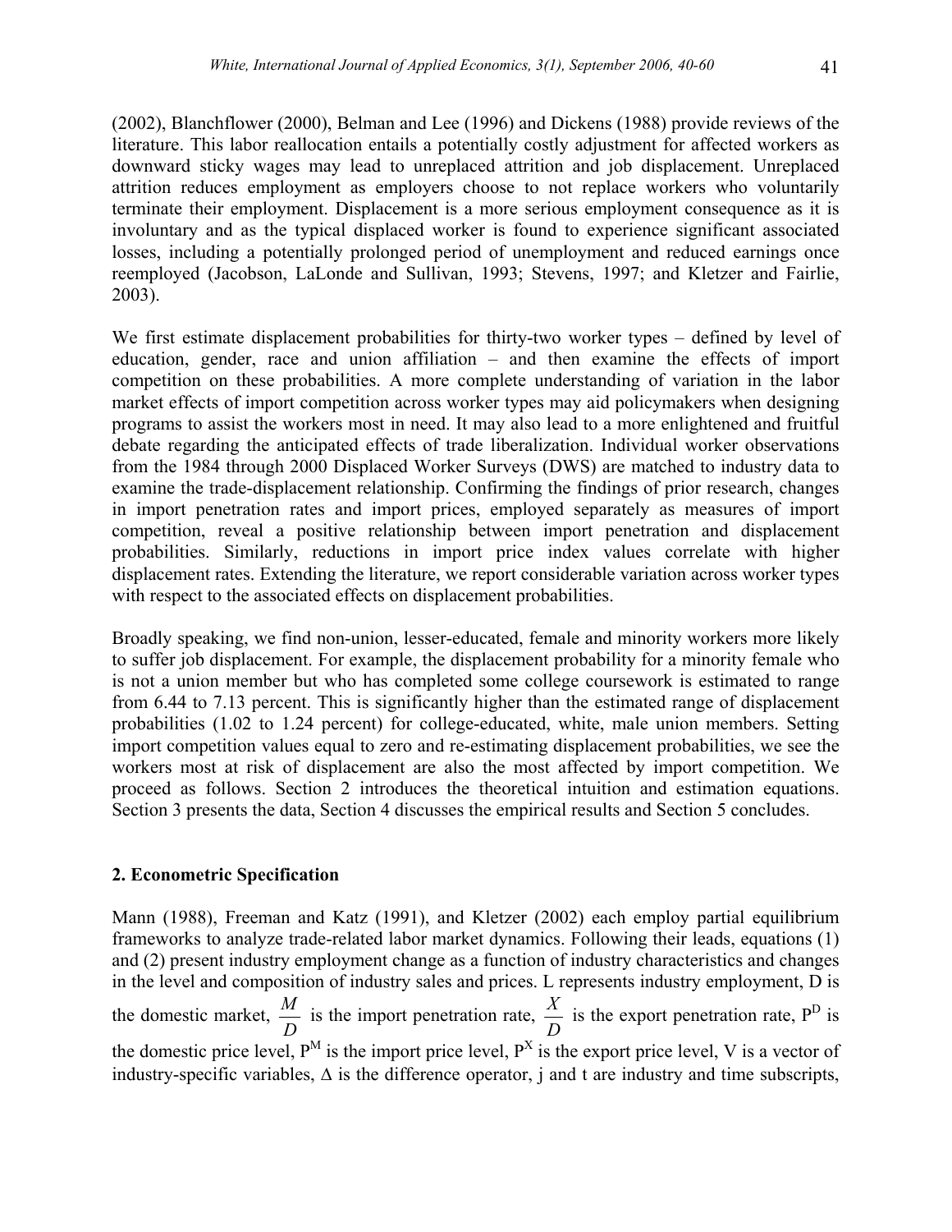(2002), Blanchflower (2000), Belman and Lee (1996) and Dickens (1988) provide reviews of the literature. This labor reallocation entails a potentially costly adjustment for affected workers as downward sticky wages may lead to unreplaced attrition and job displacement. Unreplaced attrition reduces employment as employers choose to not replace workers who voluntarily terminate their employment. Displacement is a more serious employment consequence as it is involuntary and as the typical displaced worker is found to experience significant associated losses, including a potentially prolonged period of unemployment and reduced earnings once reemployed (Jacobson, LaLonde and Sullivan, 1993; Stevens, 1997; and Kletzer and Fairlie, 2003).

We first estimate displacement probabilities for thirty-two worker types – defined by level of education, gender, race and union affiliation – and then examine the effects of import competition on these probabilities. A more complete understanding of variation in the labor market effects of import competition across worker types may aid policymakers when designing programs to assist the workers most in need. It may also lead to a more enlightened and fruitful debate regarding the anticipated effects of trade liberalization. Individual worker observations from the 1984 through 2000 Displaced Worker Surveys (DWS) are matched to industry data to examine the trade-displacement relationship. Confirming the findings of prior research, changes in import penetration rates and import prices, employed separately as measures of import competition, reveal a positive relationship between import penetration and displacement probabilities. Similarly, reductions in import price index values correlate with higher displacement rates. Extending the literature, we report considerable variation across worker types with respect to the associated effects on displacement probabilities.

Broadly speaking, we find non-union, lesser-educated, female and minority workers more likely to suffer job displacement. For example, the displacement probability for a minority female who is not a union member but who has completed some college coursework is estimated to range from 6.44 to 7.13 percent. This is significantly higher than the estimated range of displacement probabilities (1.02 to 1.24 percent) for college-educated, white, male union members. Setting import competition values equal to zero and re-estimating displacement probabilities, we see the workers most at risk of displacement are also the most affected by import competition. We proceed as follows. Section 2 introduces the theoretical intuition and estimation equations. Section 3 presents the data, Section 4 discusses the empirical results and Section 5 concludes.

## 2. Econometric Specification

Mann (1988), Freeman and Katz (1991), and Kletzer (2002) each employ partial equilibrium frameworks to analyze trade-related labor market dynamics. Following their leads, equations (1) and (2) present industry employment change as a function of industry characteristics and changes in the level and composition of industry sales and prices. L represents industry employment, D is the domestic market, $\frac{M}{D}$ is the import penetration rate, $\frac{X}{D}$ is the export penetration rate, $P^D$ is the domestic price level, $P^M$ is the import price level, $P^X$ is the export price level, V is a vector of industry-specific variables, $\Delta$ is the difference operator, j and t are industry and time subscripts,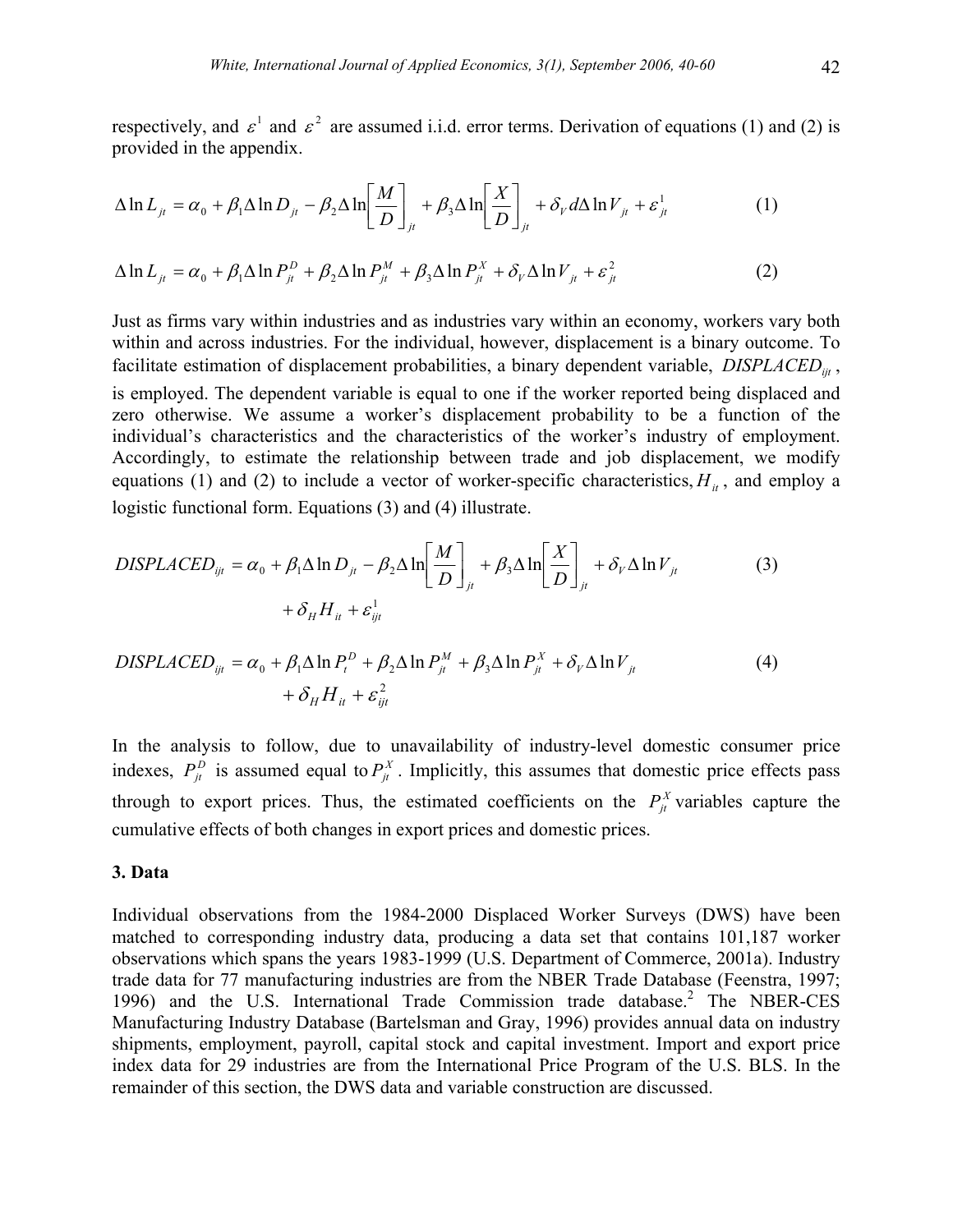respectively, and $\varepsilon^1$ and $\varepsilon^2$ are assumed i.i.d. error terms. Derivation of equations (1) and (2) is provided in the appendix.

$$\Delta \ln L_{jt} = \alpha_0 + \beta_1 \Delta \ln D_{jt} - \beta_2 \Delta \ln \left[\frac{M}{D}\right]_{jt} + \beta_3 \Delta \ln \left[\frac{X}{D}\right]_{jt} + \delta_V d\Delta \ln V_{jt} + \varepsilon^1_{jt} \tag{1}$$

$$\Delta \ln L_{jt} = \alpha_0 + \beta_1 \Delta \ln P^D_{jt} + \beta_2 \Delta \ln P^M_{jt} + \beta_3 \Delta \ln P^X_{jt} + \delta_V \Delta \ln V_{jt} + \varepsilon^2_{jt} \tag{2}$$

Just as firms vary within industries and as industries vary within an economy, workers vary both within and across industries. For the individual, however, displacement is a binary outcome. To facilitate estimation of displacement probabilities, a binary dependent variable, $DISPLACED_{ijt}$, is employed. The dependent variable is equal to one if the worker reported being displaced and zero otherwise. We assume a worker's displacement probability to be a function of the individual's characteristics and the characteristics of the worker's industry of employment. Accordingly, to estimate the relationship between trade and job displacement, we modify equations (1) and (2) to include a vector of worker-specific characteristics, $H_{it}$, and employ a logistic functional form. Equations (3) and (4) illustrate.

$$DISPLACED_{ijt} = \alpha_0 + \beta_1 \Delta \ln D_{jt} - \beta_2 \Delta \ln \left[\frac{M}{D}\right]_{jt} + \beta_3 \Delta \ln \left[\frac{X}{D}\right]_{jt} + \delta_V \Delta \ln V_{jt} + \delta_H H_{it} + \varepsilon^1_{ijt} \tag{3}$$

$$DISPLACED_{ijt} = \alpha_0 + \beta_1 \Delta \ln P^D_t + \beta_2 \Delta \ln P^M_{jt} + \beta_3 \Delta \ln P^X_{jt} + \delta_V \Delta \ln V_{jt} + \delta_H H_{it} + \varepsilon^2_{ijt} \tag{4}$$

In the analysis to follow, due to unavailability of industry-level domestic consumer price indexes, $P^D_{jt}$ is assumed equal to $P^X_{jt}$. Implicitly, this assumes that domestic price effects pass through to export prices. Thus, the estimated coefficients on the $P^X_{jt}$ variables capture the cumulative effects of both changes in export prices and domestic prices.

### 3. Data

Individual observations from the 1984-2000 Displaced Worker Surveys (DWS) have been matched to corresponding industry data, producing a data set that contains 101,187 worker observations which spans the years 1983-1999 (U.S. Department of Commerce, 2001a). Industry trade data for 77 manufacturing industries are from the NBER Trade Database (Feenstra, 1997; 1996) and the U.S. International Trade Commission trade database.[2] The NBER-CES Manufacturing Industry Database (Bartelsman and Gray, 1996) provides annual data on industry shipments, employment, payroll, capital stock and capital investment. Import and export price index data for 29 industries are from the International Price Program of the U.S. BLS. In the remainder of this section, the DWS data and variable construction are discussed.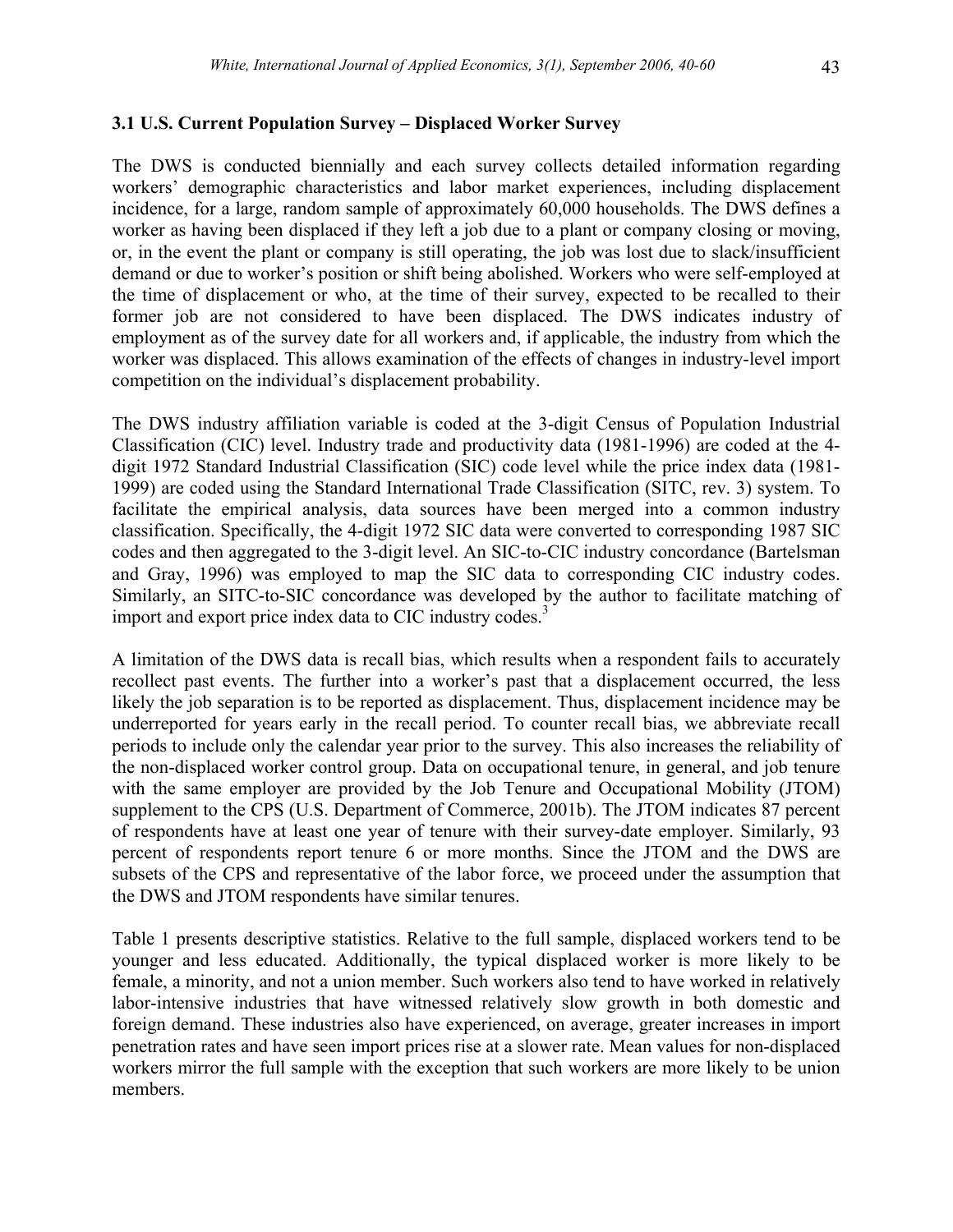### 3.1 U.S. Current Population Survey – Displaced Worker Survey

The DWS is conducted biennially and each survey collects detailed information regarding workers' demographic characteristics and labor market experiences, including displacement incidence, for a large, random sample of approximately 60,000 households. The DWS defines a worker as having been displaced if they left a job due to a plant or company closing or moving, or, in the event the plant or company is still operating, the job was lost due to slack/insufficient demand or due to worker's position or shift being abolished. Workers who were self-employed at the time of displacement or who, at the time of their survey, expected to be recalled to their former job are not considered to have been displaced. The DWS indicates industry of employment as of the survey date for all workers and, if applicable, the industry from which the worker was displaced. This allows examination of the effects of changes in industry-level import competition on the individual's displacement probability.

The DWS industry affiliation variable is coded at the 3-digit Census of Population Industrial Classification (CIC) level. Industry trade and productivity data (1981-1996) are coded at the 4-digit 1972 Standard Industrial Classification (SIC) code level while the price index data (1981-1999) are coded using the Standard International Trade Classification (SITC, rev. 3) system. To facilitate the empirical analysis, data sources have been merged into a common industry classification. Specifically, the 4-digit 1972 SIC data were converted to corresponding 1987 SIC codes and then aggregated to the 3-digit level. An SIC-to-CIC industry concordance (Bartelsman and Gray, 1996) was employed to map the SIC data to corresponding CIC industry codes. Similarly, an SITC-to-SIC concordance was developed by the author to facilitate matching of import and export price index data to CIC industry codes.[3]

A limitation of the DWS data is recall bias, which results when a respondent fails to accurately recollect past events. The further into a worker's past that a displacement occurred, the less likely the job separation is to be reported as displacement. Thus, displacement incidence may be underreported for years early in the recall period. To counter recall bias, we abbreviate recall periods to include only the calendar year prior to the survey. This also increases the reliability of the non-displaced worker control group. Data on occupational tenure, in general, and job tenure with the same employer are provided by the Job Tenure and Occupational Mobility (JTOM) supplement to the CPS (U.S. Department of Commerce, 2001b). The JTOM indicates 87 percent of respondents have at least one year of tenure with their survey-date employer. Similarly, 93 percent of respondents report tenure 6 or more months. Since the JTOM and the DWS are subsets of the CPS and representative of the labor force, we proceed under the assumption that the DWS and JTOM respondents have similar tenures.

Table 1 presents descriptive statistics. Relative to the full sample, displaced workers tend to be younger and less educated. Additionally, the typical displaced worker is more likely to be female, a minority, and not a union member. Such workers also tend to have worked in relatively labor-intensive industries that have witnessed relatively slow growth in both domestic and foreign demand. These industries also have experienced, on average, greater increases in import penetration rates and have seen import prices rise at a slower rate. Mean values for non-displaced workers mirror the full sample with the exception that such workers are more likely to be union members.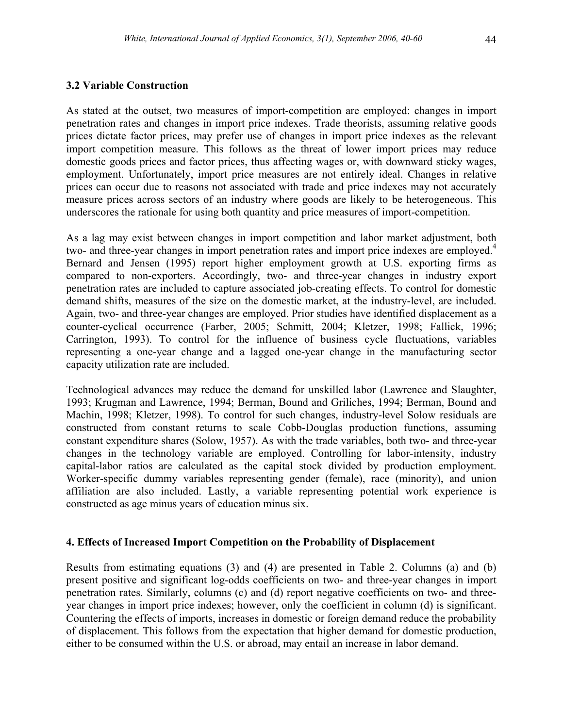### 3.2 Variable Construction

As stated at the outset, two measures of import-competition are employed: changes in import penetration rates and changes in import price indexes. Trade theorists, assuming relative goods prices dictate factor prices, may prefer use of changes in import price indexes as the relevant import competition measure. This follows as the threat of lower import prices may reduce domestic goods prices and factor prices, thus affecting wages or, with downward sticky wages, employment. Unfortunately, import price measures are not entirely ideal. Changes in relative prices can occur due to reasons not associated with trade and price indexes may not accurately measure prices across sectors of an industry where goods are likely to be heterogeneous. This underscores the rationale for using both quantity and price measures of import-competition.

As a lag may exist between changes in import competition and labor market adjustment, both two- and three-year changes in import penetration rates and import price indexes are employed.[4] Bernard and Jensen (1995) report higher employment growth at U.S. exporting firms as compared to non-exporters. Accordingly, two- and three-year changes in industry export penetration rates are included to capture associated job-creating effects. To control for domestic demand shifts, measures of the size on the domestic market, at the industry-level, are included. Again, two- and three-year changes are employed. Prior studies have identified displacement as a counter-cyclical occurrence (Farber, 2005; Schmitt, 2004; Kletzer, 1998; Fallick, 1996; Carrington, 1993). To control for the influence of business cycle fluctuations, variables representing a one-year change and a lagged one-year change in the manufacturing sector capacity utilization rate are included.

Technological advances may reduce the demand for unskilled labor (Lawrence and Slaughter, 1993; Krugman and Lawrence, 1994; Berman, Bound and Griliches, 1994; Berman, Bound and Machin, 1998; Kletzer, 1998). To control for such changes, industry-level Solow residuals are constructed from constant returns to scale Cobb-Douglas production functions, assuming constant expenditure shares (Solow, 1957). As with the trade variables, both two- and three-year changes in the technology variable are employed. Controlling for labor-intensity, industry capital-labor ratios are calculated as the capital stock divided by production employment. Worker-specific dummy variables representing gender (female), race (minority), and union affiliation are also included. Lastly, a variable representing potential work experience is constructed as age minus years of education minus six.

## 4. Effects of Increased Import Competition on the Probability of Displacement

Results from estimating equations (3) and (4) are presented in Table 2. Columns (a) and (b) present positive and significant log-odds coefficients on two- and three-year changes in import penetration rates. Similarly, columns (c) and (d) report negative coefficients on two- and three-year changes in import price indexes; however, only the coefficient in column (d) is significant. Countering the effects of imports, increases in domestic or foreign demand reduce the probability of displacement. This follows from the expectation that higher demand for domestic production, either to be consumed within the U.S. or abroad, may entail an increase in labor demand.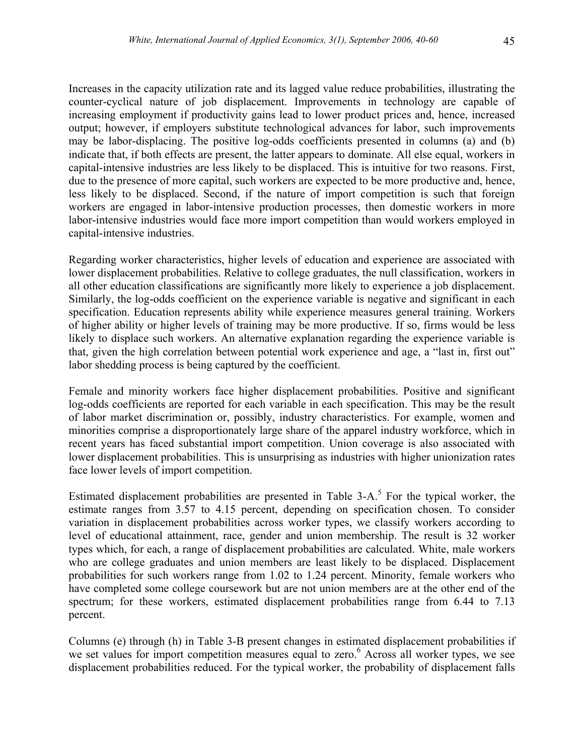Increases in the capacity utilization rate and its lagged value reduce probabilities, illustrating the counter-cyclical nature of job displacement. Improvements in technology are capable of increasing employment if productivity gains lead to lower product prices and, hence, increased output; however, if employers substitute technological advances for labor, such improvements may be labor-displacing. The positive log-odds coefficients presented in columns (a) and (b) indicate that, if both effects are present, the latter appears to dominate. All else equal, workers in capital-intensive industries are less likely to be displaced. This is intuitive for two reasons. First, due to the presence of more capital, such workers are expected to be more productive and, hence, less likely to be displaced. Second, if the nature of import competition is such that foreign workers are engaged in labor-intensive production processes, then domestic workers in more labor-intensive industries would face more import competition than would workers employed in capital-intensive industries.

Regarding worker characteristics, higher levels of education and experience are associated with lower displacement probabilities. Relative to college graduates, the null classification, workers in all other education classifications are significantly more likely to experience a job displacement. Similarly, the log-odds coefficient on the experience variable is negative and significant in each specification. Education represents ability while experience measures general training. Workers of higher ability or higher levels of training may be more productive. If so, firms would be less likely to displace such workers. An alternative explanation regarding the experience variable is that, given the high correlation between potential work experience and age, a "last in, first out" labor shedding process is being captured by the coefficient.

Female and minority workers face higher displacement probabilities. Positive and significant log-odds coefficients are reported for each variable in each specification. This may be the result of labor market discrimination or, possibly, industry characteristics. For example, women and minorities comprise a disproportionately large share of the apparel industry workforce, which in recent years has faced substantial import competition. Union coverage is also associated with lower displacement probabilities. This is unsurprising as industries with higher unionization rates face lower levels of import competition.

Estimated displacement probabilities are presented in Table 3-A.[5] For the typical worker, the estimate ranges from 3.57 to 4.15 percent, depending on specification chosen. To consider variation in displacement probabilities across worker types, we classify workers according to level of educational attainment, race, gender and union membership. The result is 32 worker types which, for each, a range of displacement probabilities are calculated. White, male workers who are college graduates and union members are least likely to be displaced. Displacement probabilities for such workers range from 1.02 to 1.24 percent. Minority, female workers who have completed some college coursework but are not union members are at the other end of the spectrum; for these workers, estimated displacement probabilities range from 6.44 to 7.13 percent.

Columns (e) through (h) in Table 3-B present changes in estimated displacement probabilities if we set values for import competition measures equal to zero.[6] Across all worker types, we see displacement probabilities reduced. For the typical worker, the probability of displacement falls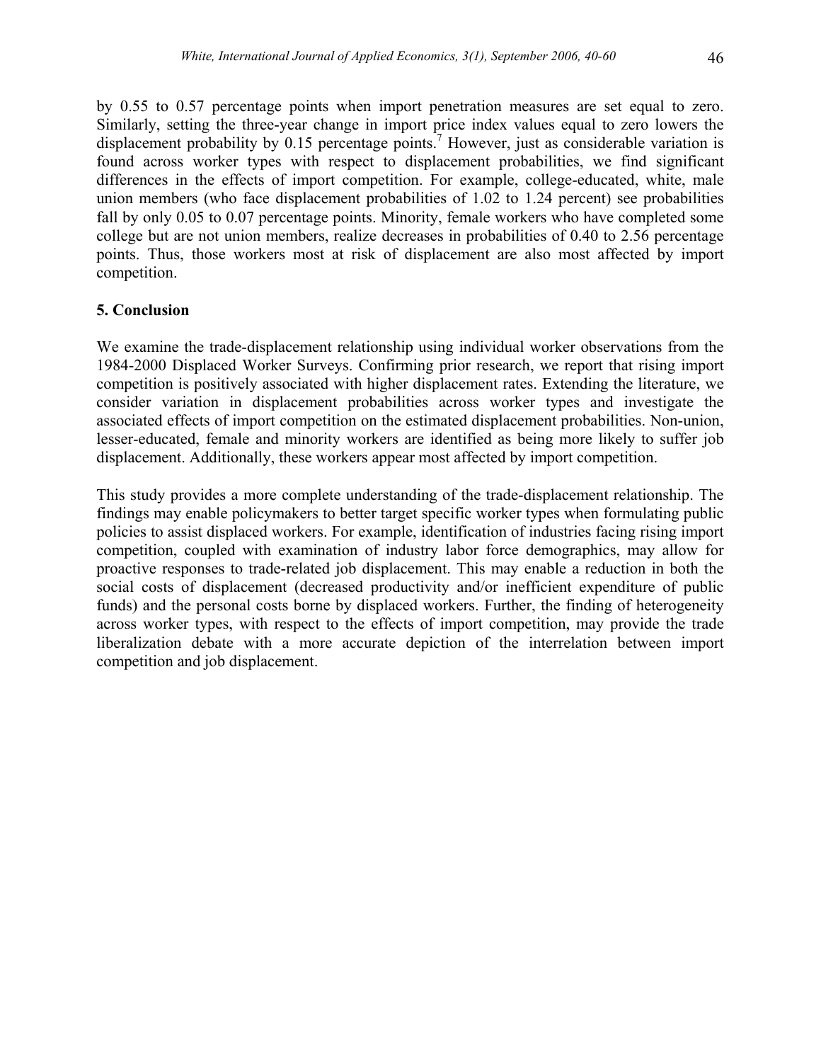by 0.55 to 0.57 percentage points when import penetration measures are set equal to zero. Similarly, setting the three-year change in import price index values equal to zero lowers the displacement probability by 0.15 percentage points.[7] However, just as considerable variation is found across worker types with respect to displacement probabilities, we find significant differences in the effects of import competition. For example, college-educated, white, male union members (who face displacement probabilities of 1.02 to 1.24 percent) see probabilities fall by only 0.05 to 0.07 percentage points. Minority, female workers who have completed some college but are not union members, realize decreases in probabilities of 0.40 to 2.56 percentage points. Thus, those workers most at risk of displacement are also most affected by import competition.

## 5. Conclusion

We examine the trade-displacement relationship using individual worker observations from the 1984-2000 Displaced Worker Surveys. Confirming prior research, we report that rising import competition is positively associated with higher displacement rates. Extending the literature, we consider variation in displacement probabilities across worker types and investigate the associated effects of import competition on the estimated displacement probabilities. Non-union, lesser-educated, female and minority workers are identified as being more likely to suffer job displacement. Additionally, these workers appear most affected by import competition.

This study provides a more complete understanding of the trade-displacement relationship. The findings may enable policymakers to better target specific worker types when formulating public policies to assist displaced workers. For example, identification of industries facing rising import competition, coupled with examination of industry labor force demographics, may allow for proactive responses to trade-related job displacement. This may enable a reduction in both the social costs of displacement (decreased productivity and/or inefficient expenditure of public funds) and the personal costs borne by displaced workers. Further, the finding of heterogeneity across worker types, with respect to the effects of import competition, may provide the trade liberalization debate with a more accurate depiction of the interrelation between import competition and job displacement.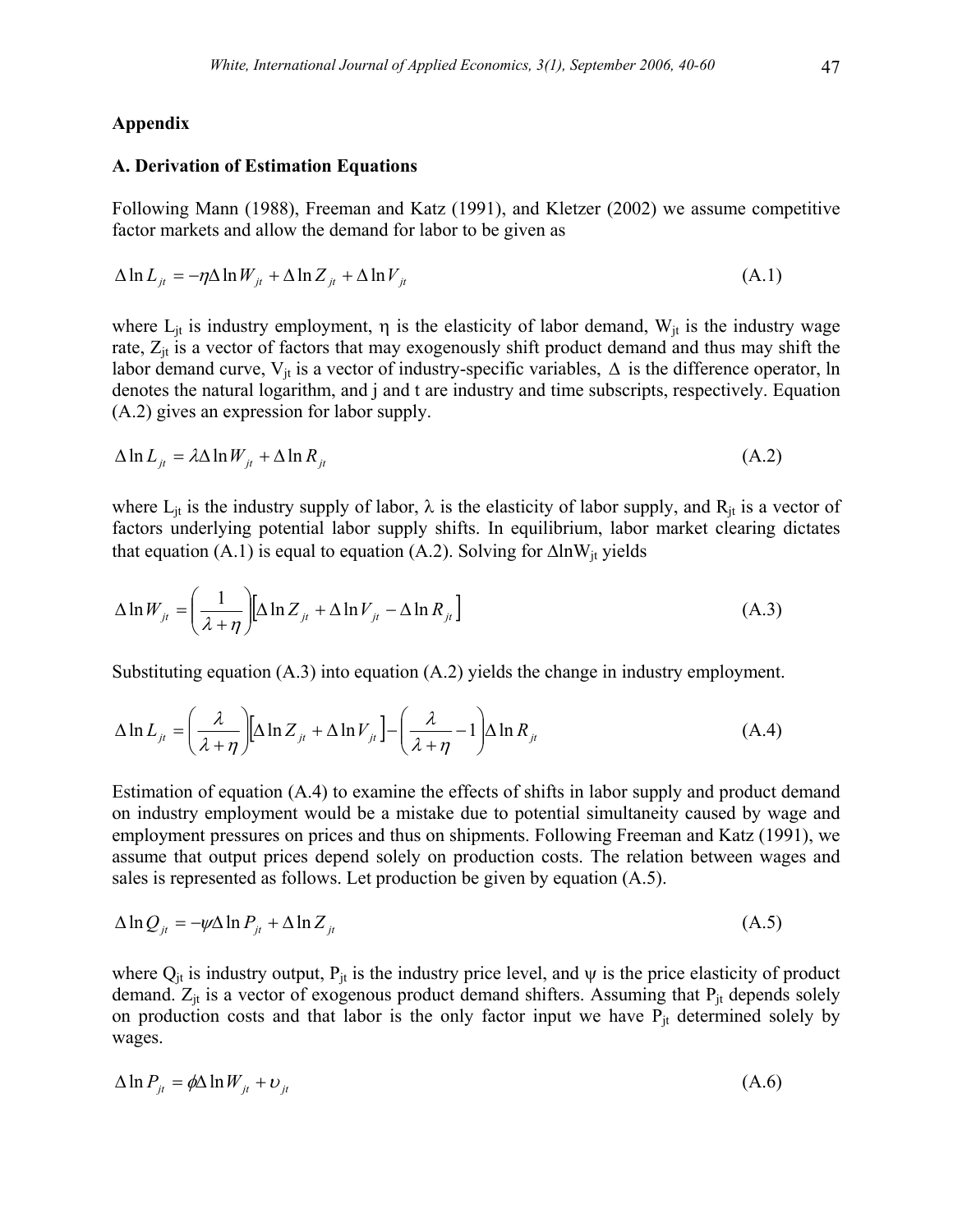## Appendix

### A. Derivation of Estimation Equations

Following Mann (1988), Freeman and Katz (1991), and Kletzer (2002) we assume competitive factor markets and allow the demand for labor to be given as

$$\Delta \ln L_{jt} = -\eta \Delta \ln W_{jt} + \Delta \ln Z_{jt} + \Delta \ln V_{jt} \tag{A.1}$$

where $L_{jt}$ is industry employment, $\eta$ is the elasticity of labor demand, $W_{jt}$ is the industry wage rate, $Z_{jt}$ is a vector of factors that may exogenously shift product demand and thus may shift the labor demand curve, $V_{jt}$ is a vector of industry-specific variables, $\Delta$ is the difference operator, ln denotes the natural logarithm, and j and t are industry and time subscripts, respectively. Equation (A.2) gives an expression for labor supply.

$$\Delta \ln L_{jt} = \lambda \Delta \ln W_{jt} + \Delta \ln R_{jt} \tag{A.2}$$

where $L_{jt}$ is the industry supply of labor, $\lambda$ is the elasticity of labor supply, and $R_{jt}$ is a vector of factors underlying potential labor supply shifts. In equilibrium, labor market clearing dictates that equation (A.1) is equal to equation (A.2). Solving for $\Delta \ln W_{jt}$ yields

$$\Delta \ln W_{jt} = \left(\frac{1}{\lambda + \eta}\right)\left[\Delta \ln Z_{jt} + \Delta \ln V_{jt} - \Delta \ln R_{jt}\right] \tag{A.3}$$

Substituting equation (A.3) into equation (A.2) yields the change in industry employment.

$$\Delta \ln L_{jt} = \left(\frac{\lambda}{\lambda + \eta}\right)\left[\Delta \ln Z_{jt} + \Delta \ln V_{jt}\right] - \left(\frac{\lambda}{\lambda + \eta} - 1\right)\Delta \ln R_{jt} \tag{A.4}$$

Estimation of equation (A.4) to examine the effects of shifts in labor supply and product demand on industry employment would be a mistake due to potential simultaneity caused by wage and employment pressures on prices and thus on shipments. Following Freeman and Katz (1991), we assume that output prices depend solely on production costs. The relation between wages and sales is represented as follows. Let production be given by equation (A.5).

$$\Delta \ln Q_{jt} = -\psi \Delta \ln P_{jt} + \Delta \ln Z_{jt} \tag{A.5}$$

where $Q_{jt}$ is industry output, $P_{jt}$ is the industry price level, and $\psi$ is the price elasticity of product demand. $Z_{jt}$ is a vector of exogenous product demand shifters. Assuming that $P_{jt}$ depends solely on production costs and that labor is the only factor input we have $P_{jt}$ determined solely by wages.

$$\Delta \ln P_{jt} = \phi \Delta \ln W_{jt} + \upsilon_{jt} \tag{A.6}$$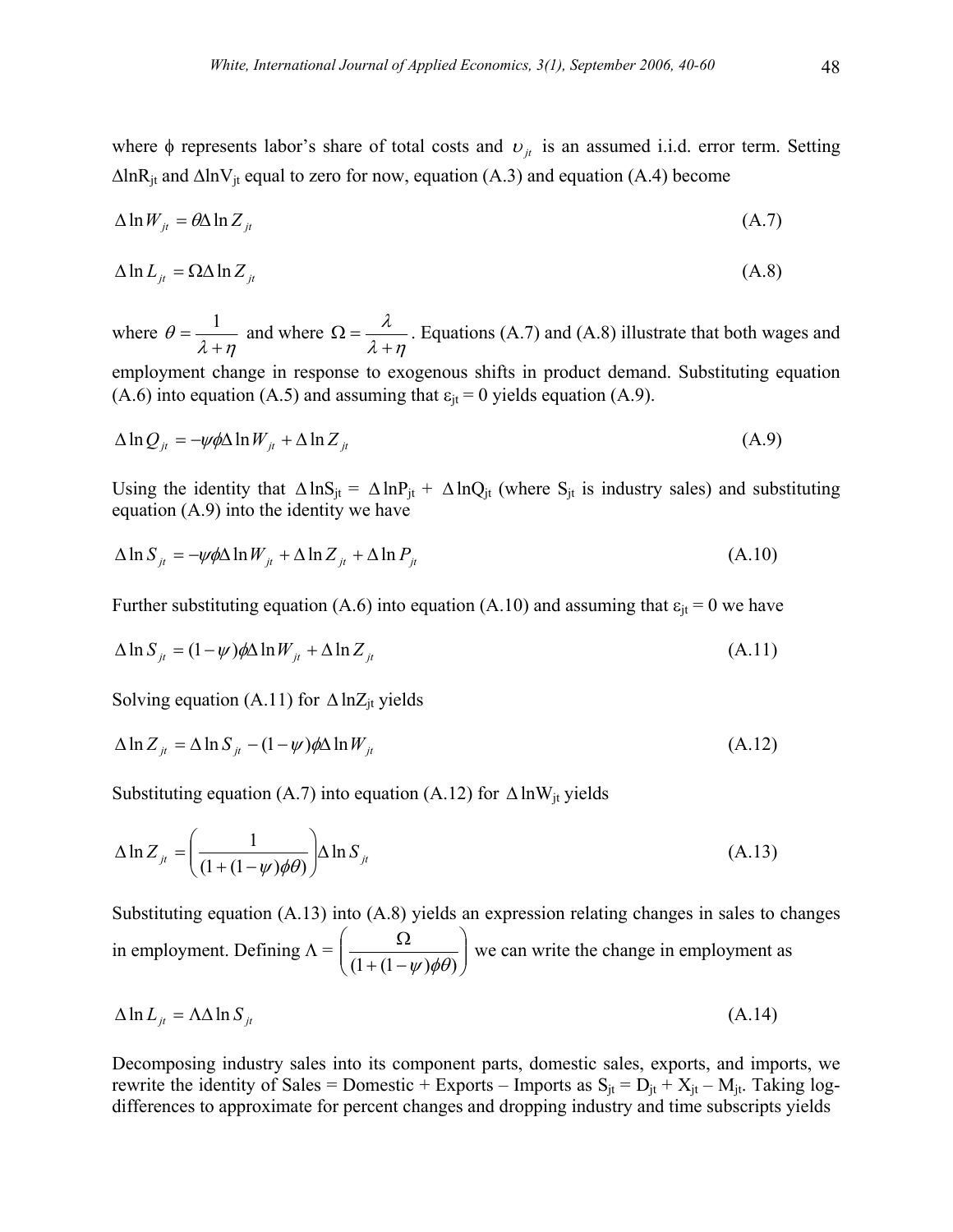where $\phi$ represents labor's share of total costs and $\upsilon_{jt}$ is an assumed i.i.d. error term. Setting $\Delta\ln R_{jt}$ and $\Delta\ln V_{jt}$ equal to zero for now, equation (A.3) and equation (A.4) become

$$\Delta \ln W_{jt} = \theta \Delta \ln Z_{jt} \tag{A.7}$$

$$\Delta \ln L_{jt} = \Omega \Delta \ln Z_{jt} \tag{A.8}$$

where $\theta = \dfrac{1}{\lambda + \eta}$ and where $\Omega = \dfrac{\lambda}{\lambda + \eta}$. Equations (A.7) and (A.8) illustrate that both wages and employment change in response to exogenous shifts in product demand. Substituting equation (A.6) into equation (A.5) and assuming that $\varepsilon_{jt} = 0$ yields equation (A.9).

$$\Delta \ln Q_{jt} = -\psi\phi \Delta \ln W_{jt} + \Delta \ln Z_{jt} \tag{A.9}$$

Using the identity that $\Delta\ln S_{jt} = \Delta\ln P_{jt} + \Delta\ln Q_{jt}$ (where $S_{jt}$ is industry sales) and substituting equation (A.9) into the identity we have

$$\Delta \ln S_{jt} = -\psi\phi \Delta \ln W_{jt} + \Delta \ln Z_{jt} + \Delta \ln P_{jt} \tag{A.10}$$

Further substituting equation (A.6) into equation (A.10) and assuming that $\varepsilon_{jt} = 0$ we have

$$\Delta \ln S_{jt} = (1-\psi)\phi \Delta \ln W_{jt} + \Delta \ln Z_{jt} \tag{A.11}$$

Solving equation (A.11) for $\Delta\ln Z_{jt}$ yields

$$\Delta \ln Z_{jt} = \Delta \ln S_{jt} - (1-\psi)\phi \Delta \ln W_{jt} \tag{A.12}$$

Substituting equation (A.7) into equation (A.12) for $\Delta\ln W_{jt}$ yields

$$\Delta \ln Z_{jt} = \left( \frac{1}{(1 + (1-\psi)\phi\theta)} \right) \Delta \ln S_{jt} \tag{A.13}$$

Substituting equation (A.13) into (A.8) yields an expression relating changes in sales to changes in employment. Defining $\Lambda = \left( \dfrac{\Omega}{(1 + (1-\psi)\phi\theta)} \right)$ we can write the change in employment as

$$\Delta \ln L_{jt} = \Lambda \Delta \ln S_{jt} \tag{A.14}$$

Decomposing industry sales into its component parts, domestic sales, exports, and imports, we rewrite the identity of Sales = Domestic + Exports – Imports as $S_{jt} = D_{jt} + X_{jt} - M_{jt}$. Taking log-differences to approximate for percent changes and dropping industry and time subscripts yields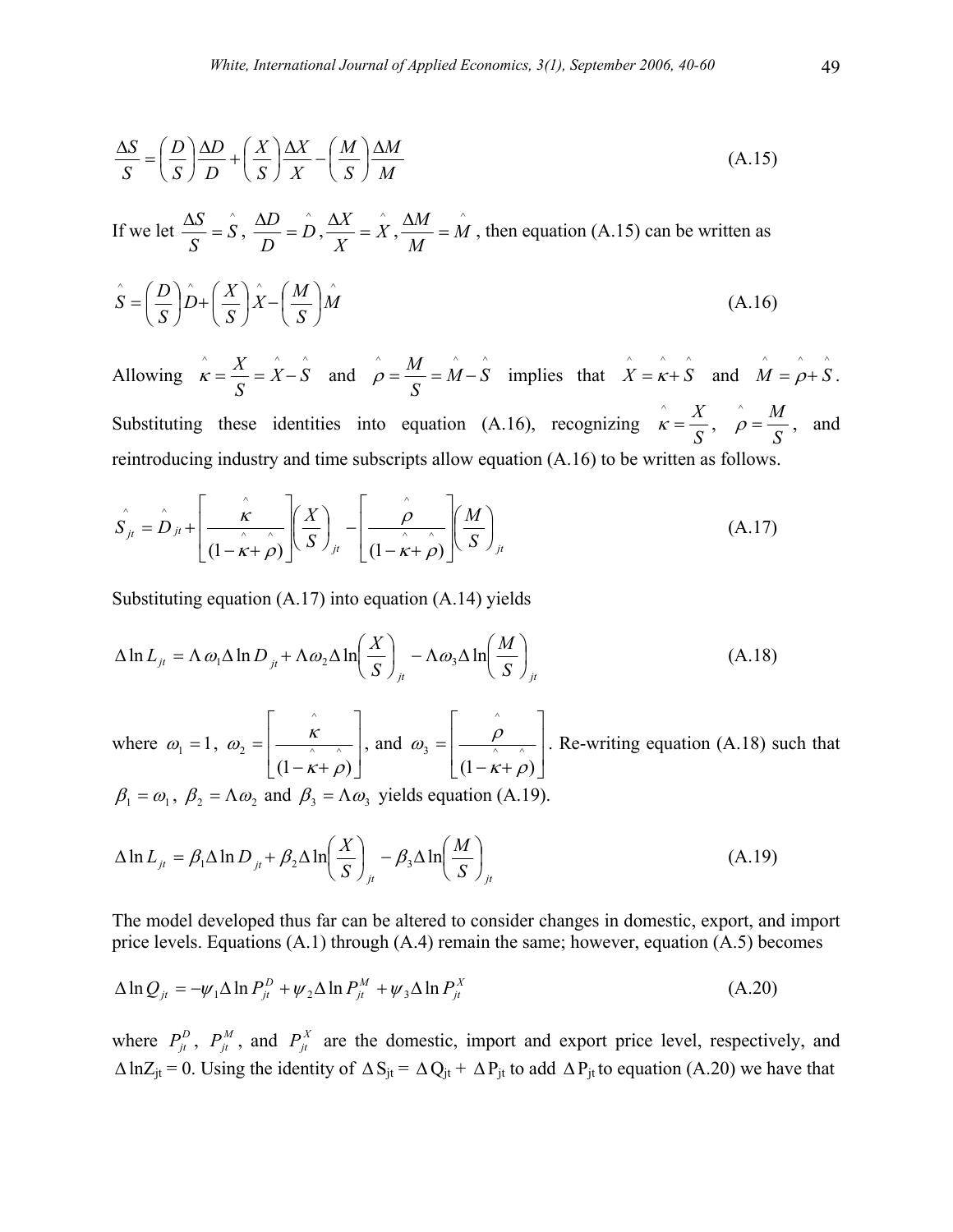$$\frac{\Delta S}{S} = \left(\frac{D}{S}\right)\frac{\Delta D}{D} + \left(\frac{X}{S}\right)\frac{\Delta X}{X} - \left(\frac{M}{S}\right)\frac{\Delta M}{M} \tag{A.15}$$

If we let $\frac{\Delta S}{S} = \hat{S}$, $\frac{\Delta D}{D} = \hat{D}$, $\frac{\Delta X}{X} = \hat{X}$, $\frac{\Delta M}{M} = \hat{M}$, then equation (A.15) can be written as

$$\hat{S} = \left(\frac{D}{S}\right)\hat{D} + \left(\frac{X}{S}\right)\hat{X} - \left(\frac{M}{S}\right)\hat{M} \tag{A.16}$$

Allowing $\hat{\kappa} = \frac{X}{S} = \hat{X} - \hat{S}$ and $\hat{\rho} = \frac{M}{S} = \hat{M} - \hat{S}$ implies that $\hat{X} = \hat{\kappa} + \hat{S}$ and $\hat{M} = \hat{\rho} + \hat{S}$. Substituting these identities into equation (A.16), recognizing $\hat{\kappa} = \frac{X}{S}$, $\hat{\rho} = \frac{M}{S}$, and reintroducing industry and time subscripts allow equation (A.16) to be written as follows.

$$\hat{S}_{jt} = \hat{D}_{jt} + \left[\frac{\hat{\kappa}}{(1 - \hat{\kappa} + \hat{\rho})}\right]\left(\frac{X}{S}\right)_{jt} - \left[\frac{\hat{\rho}}{(1 - \hat{\kappa} + \hat{\rho})}\right]\left(\frac{M}{S}\right)_{jt} \tag{A.17}$$

Substituting equation (A.17) into equation (A.14) yields

$$\Delta \ln L_{jt} = \Lambda \omega_1 \Delta \ln D_{jt} + \Lambda \omega_2 \Delta \ln\left(\frac{X}{S}\right)_{jt} - \Lambda \omega_3 \Delta \ln\left(\frac{M}{S}\right)_{jt} \tag{A.18}$$

where $\omega_1 = 1$, $\omega_2 = \left[\frac{\hat{\kappa}}{(1 - \hat{\kappa} + \hat{\rho})}\right]$, and $\omega_3 = \left[\frac{\hat{\rho}}{(1 - \hat{\kappa} + \hat{\rho})}\right]$. Re-writing equation (A.18) such that $\beta_1 = \omega_1$, $\beta_2 = \Lambda \omega_2$ and $\beta_3 = \Lambda \omega_3$ yields equation (A.19).

$$\Delta \ln L_{jt} = \beta_1 \Delta \ln D_{jt} + \beta_2 \Delta \ln\left(\frac{X}{S}\right)_{jt} - \beta_3 \Delta \ln\left(\frac{M}{S}\right)_{jt} \tag{A.19}$$

The model developed thus far can be altered to consider changes in domestic, export, and import price levels. Equations (A.1) through (A.4) remain the same; however, equation (A.5) becomes

$$\Delta \ln Q_{jt} = -\psi_1 \Delta \ln P^D_{jt} + \psi_2 \Delta \ln P^M_{jt} + \psi_3 \Delta \ln P^X_{jt} \tag{A.20}$$

where $P^D_{jt}$, $P^M_{jt}$, and $P^X_{jt}$ are the domestic, import and export price level, respectively, and $\Delta \ln Z_{jt} = 0$. Using the identity of $\Delta S_{jt} = \Delta Q_{jt} + \Delta P_{jt}$ to add $\Delta P_{jt}$ to equation (A.20) we have that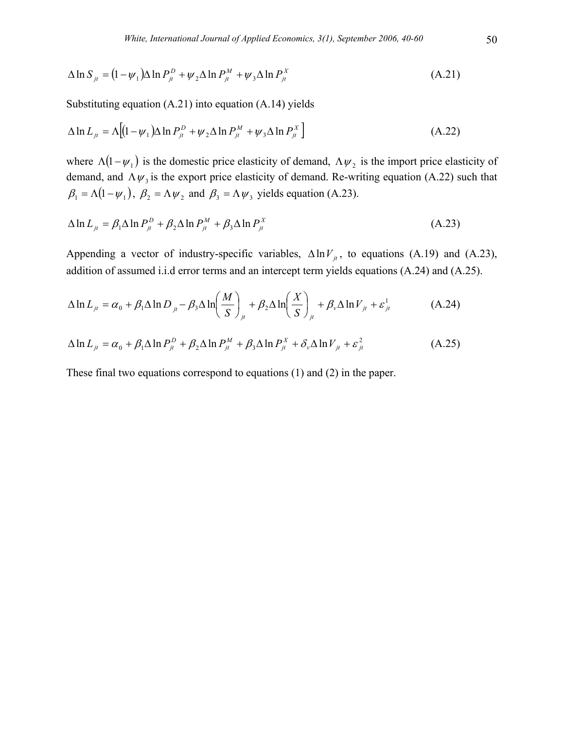$$\Delta \ln S_{jt} = (1-\psi_1)\Delta \ln P_{jt}^{D} + \psi_2 \Delta \ln P_{jt}^{M} + \psi_3 \Delta \ln P_{jt}^{X} \tag{A.21}$$

Substituting equation (A.21) into equation (A.14) yields

$$\Delta \ln L_{jt} = \Lambda\left[(1-\psi_1)\Delta \ln P_{jt}^{D} + \psi_2 \Delta \ln P_{jt}^{M} + \psi_3 \Delta \ln P_{jt}^{X}\right] \tag{A.22}$$

where $\Lambda(1-\psi_1)$ is the domestic price elasticity of demand, $\Lambda\psi_2$ is the import price elasticity of demand, and $\Lambda\psi_3$ is the export price elasticity of demand. Re-writing equation (A.22) such that $\beta_1 = \Lambda(1-\psi_1)$, $\beta_2 = \Lambda\psi_2$ and $\beta_3 = \Lambda\psi_3$ yields equation (A.23).

$$\Delta \ln L_{jt} = \beta_1 \Delta \ln P_{jt}^{D} + \beta_2 \Delta \ln P_{jt}^{M} + \beta_3 \Delta \ln P_{jt}^{X} \tag{A.23}$$

Appending a vector of industry-specific variables, $\Delta \ln V_{jt}$, to equations (A.19) and (A.23), addition of assumed i.i.d error terms and an intercept term yields equations (A.24) and (A.25).

$$\Delta \ln L_{jt} = \alpha_0 + \beta_1 \Delta \ln D_{jt} - \beta_3 \Delta \ln\left(\frac{M}{S}\right)_{jt} + \beta_2 \Delta \ln\left(\frac{X}{S}\right)_{jt} + \beta_v \Delta \ln V_{jt} + \varepsilon_{jt}^{1} \tag{A.24}$$

$$\Delta \ln L_{jt} = \alpha_0 + \beta_1 \Delta \ln P_{jt}^{D} + \beta_2 \Delta \ln P_{jt}^{M} + \beta_3 \Delta \ln P_{jt}^{X} + \delta_v \Delta \ln V_{jt} + \varepsilon_{jt}^{2} \tag{A.25}$$

These final two equations correspond to equations (1) and (2) in the paper.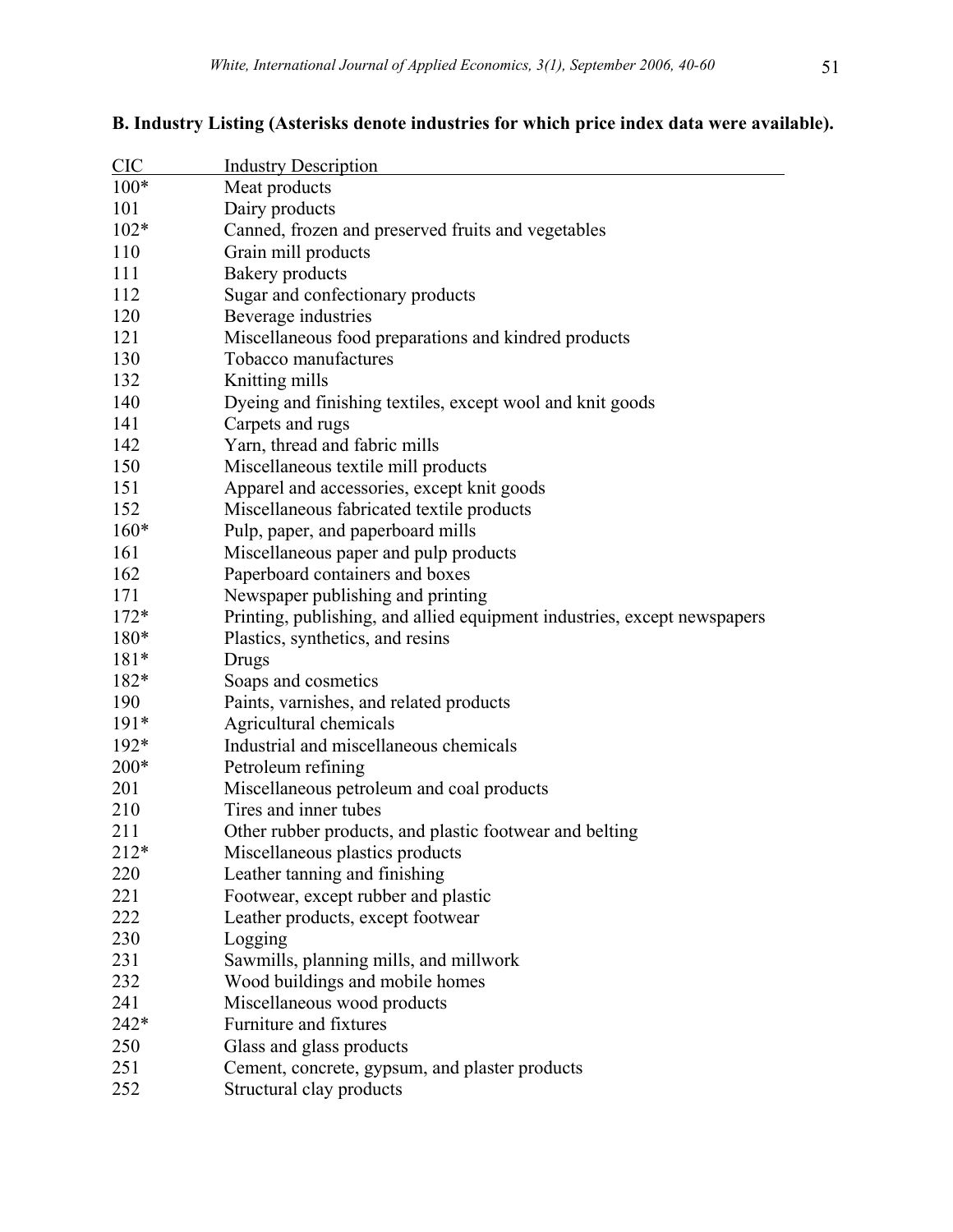### B. Industry Listing (Asterisks denote industries for which price index data were available).

| CIC | Industry Description |
| --- | --- |
| 100* | Meat products |
| 101 | Dairy products |
| 102* | Canned, frozen and preserved fruits and vegetables |
| 110 | Grain mill products |
| 111 | Bakery products |
| 112 | Sugar and confectionary products |
| 120 | Beverage industries |
| 121 | Miscellaneous food preparations and kindred products |
| 130 | Tobacco manufactures |
| 132 | Knitting mills |
| 140 | Dyeing and finishing textiles, except wool and knit goods |
| 141 | Carpets and rugs |
| 142 | Yarn, thread and fabric mills |
| 150 | Miscellaneous textile mill products |
| 151 | Apparel and accessories, except knit goods |
| 152 | Miscellaneous fabricated textile products |
| 160* | Pulp, paper, and paperboard mills |
| 161 | Miscellaneous paper and pulp products |
| 162 | Paperboard containers and boxes |
| 171 | Newspaper publishing and printing |
| 172* | Printing, publishing, and allied equipment industries, except newspapers |
| 180* | Plastics, synthetics, and resins |
| 181* | Drugs |
| 182* | Soaps and cosmetics |
| 190 | Paints, varnishes, and related products |
| 191* | Agricultural chemicals |
| 192* | Industrial and miscellaneous chemicals |
| 200* | Petroleum refining |
| 201 | Miscellaneous petroleum and coal products |
| 210 | Tires and inner tubes |
| 211 | Other rubber products, and plastic footwear and belting |
| 212* | Miscellaneous plastics products |
| 220 | Leather tanning and finishing |
| 221 | Footwear, except rubber and plastic |
| 222 | Leather products, except footwear |
| 230 | Logging |
| 231 | Sawmills, planning mills, and millwork |
| 232 | Wood buildings and mobile homes |
| 241 | Miscellaneous wood products |
| 242* | Furniture and fixtures |
| 250 | Glass and glass products |
| 251 | Cement, concrete, gypsum, and plaster products |
| 252 | Structural clay products |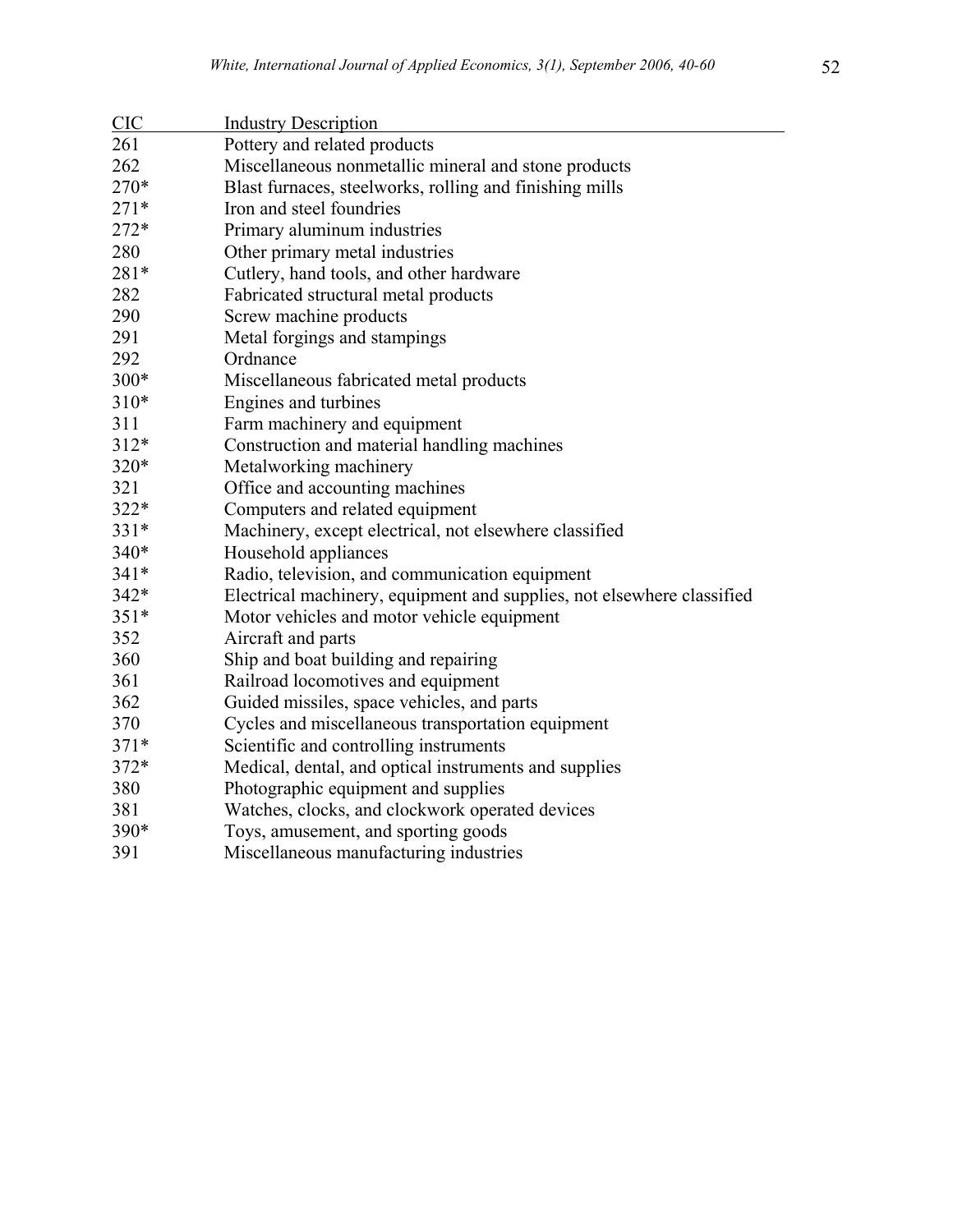| CIC | Industry Description |
|---|---|
| 261 | Pottery and related products |
| 262 | Miscellaneous nonmetallic mineral and stone products |
| 270* | Blast furnaces, steelworks, rolling and finishing mills |
| 271* | Iron and steel foundries |
| 272* | Primary aluminum industries |
| 280 | Other primary metal industries |
| 281* | Cutlery, hand tools, and other hardware |
| 282 | Fabricated structural metal products |
| 290 | Screw machine products |
| 291 | Metal forgings and stampings |
| 292 | Ordnance |
| 300* | Miscellaneous fabricated metal products |
| 310* | Engines and turbines |
| 311 | Farm machinery and equipment |
| 312* | Construction and material handling machines |
| 320* | Metalworking machinery |
| 321 | Office and accounting machines |
| 322* | Computers and related equipment |
| 331* | Machinery, except electrical, not elsewhere classified |
| 340* | Household appliances |
| 341* | Radio, television, and communication equipment |
| 342* | Electrical machinery, equipment and supplies, not elsewhere classified |
| 351* | Motor vehicles and motor vehicle equipment |
| 352 | Aircraft and parts |
| 360 | Ship and boat building and repairing |
| 361 | Railroad locomotives and equipment |
| 362 | Guided missiles, space vehicles, and parts |
| 370 | Cycles and miscellaneous transportation equipment |
| 371* | Scientific and controlling instruments |
| 372* | Medical, dental, and optical instruments and supplies |
| 380 | Photographic equipment and supplies |
| 381 | Watches, clocks, and clockwork operated devices |
| 390* | Toys, amusement, and sporting goods |
| 391 | Miscellaneous manufacturing industries |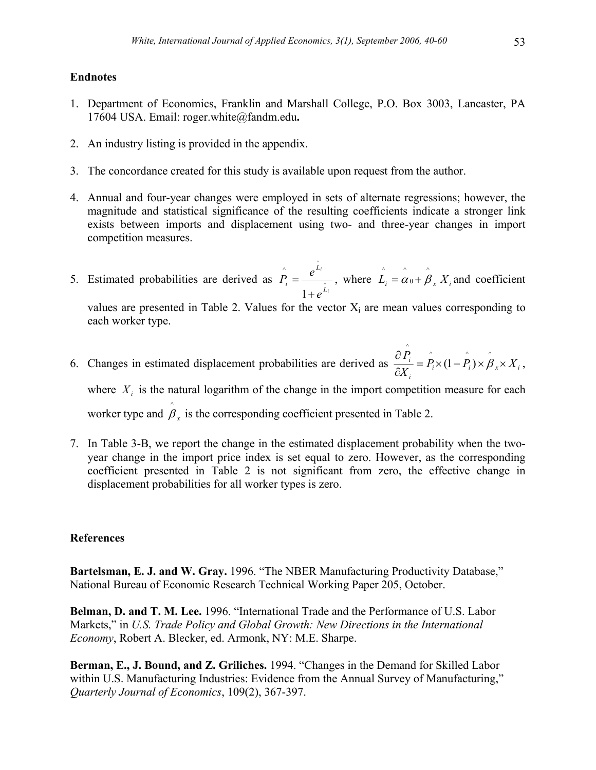**Endnotes**

1. Department of Economics, Franklin and Marshall College, P.O. Box 3003, Lancaster, PA 17604 USA. Email: roger.white@fandm.edu**.**

2. An industry listing is provided in the appendix.

3. The concordance created for this study is available upon request from the author.

4. Annual and four-year changes were employed in sets of alternate regressions; however, the magnitude and statistical significance of the resulting coefficients indicate a stronger link exists between imports and displacement using two- and three-year changes in import competition measures.

5. Estimated probabilities are derived as $\hat{P}_i = \frac{e^{\hat{L}_i}}{1+e^{\hat{L}_i}}$, where $\hat{L}_i = \hat{\alpha}_0 + \hat{\beta}_x X_i$ and coefficient values are presented in Table 2. Values for the vector $X_i$ are mean values corresponding to each worker type.

6. Changes in estimated displacement probabilities are derived as $\frac{\partial \hat{P}_i}{\partial X_i} = \hat{P}_i \times (1 - \hat{P}_i) \times \hat{\beta}_x \times X_i$, where $X_i$ is the natural logarithm of the change in the import competition measure for each worker type and $\hat{\beta}_x$ is the corresponding coefficient presented in Table 2.

7. In Table 3-B, we report the change in the estimated displacement probability when the two-year change in the import price index is set equal to zero. However, as the corresponding coefficient presented in Table 2 is not significant from zero, the effective change in displacement probabilities for all worker types is zero.

**References**

**Bartelsman, E. J. and W. Gray.** 1996. "The NBER Manufacturing Productivity Database," National Bureau of Economic Research Technical Working Paper 205, October.

**Belman, D. and T. M. Lee.** 1996. "International Trade and the Performance of U.S. Labor Markets," in *U.S. Trade Policy and Global Growth: New Directions in the International Economy*, Robert A. Blecker, ed. Armonk, NY: M.E. Sharpe.

**Berman, E., J. Bound, and Z. Griliches.** 1994. "Changes in the Demand for Skilled Labor within U.S. Manufacturing Industries: Evidence from the Annual Survey of Manufacturing," *Quarterly Journal of Economics*, 109(2), 367-397.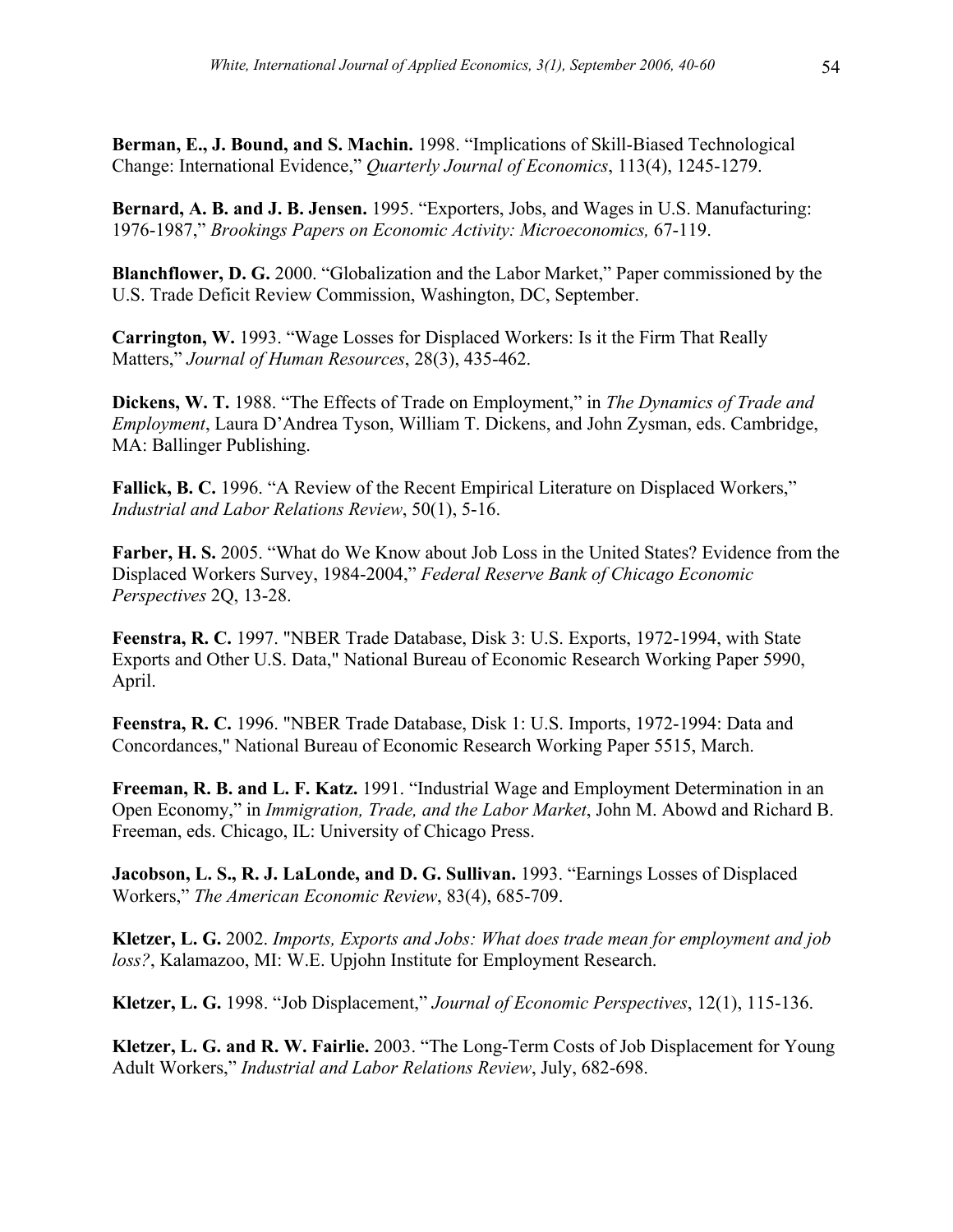**Berman, E., J. Bound, and S. Machin.** 1998. "Implications of Skill-Biased Technological Change: International Evidence," *Quarterly Journal of Economics*, 113(4), 1245-1279.

**Bernard, A. B. and J. B. Jensen.** 1995. "Exporters, Jobs, and Wages in U.S. Manufacturing: 1976-1987," *Brookings Papers on Economic Activity: Microeconomics,* 67-119.

**Blanchflower, D. G.** 2000. "Globalization and the Labor Market," Paper commissioned by the U.S. Trade Deficit Review Commission, Washington, DC, September.

**Carrington, W.** 1993. "Wage Losses for Displaced Workers: Is it the Firm That Really Matters," *Journal of Human Resources*, 28(3), 435-462.

**Dickens, W. T.** 1988. "The Effects of Trade on Employment," in *The Dynamics of Trade and Employment*, Laura D'Andrea Tyson, William T. Dickens, and John Zysman, eds. Cambridge, MA: Ballinger Publishing.

**Fallick, B. C.** 1996. "A Review of the Recent Empirical Literature on Displaced Workers," *Industrial and Labor Relations Review*, 50(1), 5-16.

**Farber, H. S.** 2005. "What do We Know about Job Loss in the United States? Evidence from the Displaced Workers Survey, 1984-2004," *Federal Reserve Bank of Chicago Economic Perspectives* 2Q, 13-28.

**Feenstra, R. C.** 1997. "NBER Trade Database, Disk 3: U.S. Exports, 1972-1994, with State Exports and Other U.S. Data," National Bureau of Economic Research Working Paper 5990, April.

**Feenstra, R. C.** 1996. "NBER Trade Database, Disk 1: U.S. Imports, 1972-1994: Data and Concordances," National Bureau of Economic Research Working Paper 5515, March.

**Freeman, R. B. and L. F. Katz.** 1991. "Industrial Wage and Employment Determination in an Open Economy," in *Immigration, Trade, and the Labor Market*, John M. Abowd and Richard B. Freeman, eds. Chicago, IL: University of Chicago Press.

**Jacobson, L. S., R. J. LaLonde, and D. G. Sullivan.** 1993. "Earnings Losses of Displaced Workers," *The American Economic Review*, 83(4), 685-709.

**Kletzer, L. G.** 2002. *Imports, Exports and Jobs: What does trade mean for employment and job loss?*, Kalamazoo, MI: W.E. Upjohn Institute for Employment Research.

**Kletzer, L. G.** 1998. "Job Displacement," *Journal of Economic Perspectives*, 12(1), 115-136.

**Kletzer, L. G. and R. W. Fairlie.** 2003. "The Long-Term Costs of Job Displacement for Young Adult Workers," *Industrial and Labor Relations Review*, July, 682-698.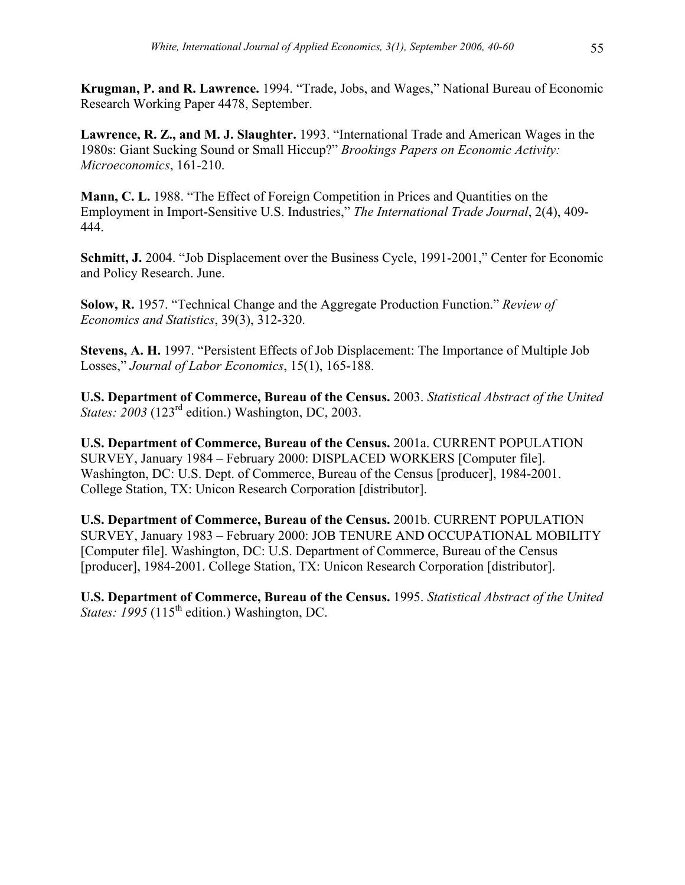**Krugman, P. and R. Lawrence.** 1994. "Trade, Jobs, and Wages," National Bureau of Economic Research Working Paper 4478, September.

**Lawrence, R. Z., and M. J. Slaughter.** 1993. "International Trade and American Wages in the 1980s: Giant Sucking Sound or Small Hiccup?" *Brookings Papers on Economic Activity: Microeconomics*, 161-210.

**Mann, C. L.** 1988. "The Effect of Foreign Competition in Prices and Quantities on the Employment in Import-Sensitive U.S. Industries," *The International Trade Journal*, 2(4), 409-444.

**Schmitt, J.** 2004. "Job Displacement over the Business Cycle, 1991-2001," Center for Economic and Policy Research. June.

**Solow, R.** 1957. "Technical Change and the Aggregate Production Function." *Review of Economics and Statistics*, 39(3), 312-320.

**Stevens, A. H.** 1997. "Persistent Effects of Job Displacement: The Importance of Multiple Job Losses," *Journal of Labor Economics*, 15(1), 165-188.

**U.S. Department of Commerce, Bureau of the Census.** 2003. *Statistical Abstract of the United States: 2003* (123rd edition.) Washington, DC, 2003.

**U.S. Department of Commerce, Bureau of the Census.** 2001a. CURRENT POPULATION SURVEY, January 1984 – February 2000: DISPLACED WORKERS [Computer file]. Washington, DC: U.S. Dept. of Commerce, Bureau of the Census [producer], 1984-2001. College Station, TX: Unicon Research Corporation [distributor].

**U.S. Department of Commerce, Bureau of the Census.** 2001b. CURRENT POPULATION SURVEY, January 1983 – February 2000: JOB TENURE AND OCCUPATIONAL MOBILITY [Computer file]. Washington, DC: U.S. Department of Commerce, Bureau of the Census [producer], 1984-2001. College Station, TX: Unicon Research Corporation [distributor].

**U.S. Department of Commerce, Bureau of the Census.** 1995. *Statistical Abstract of the United States: 1995* (115th edition.) Washington, DC.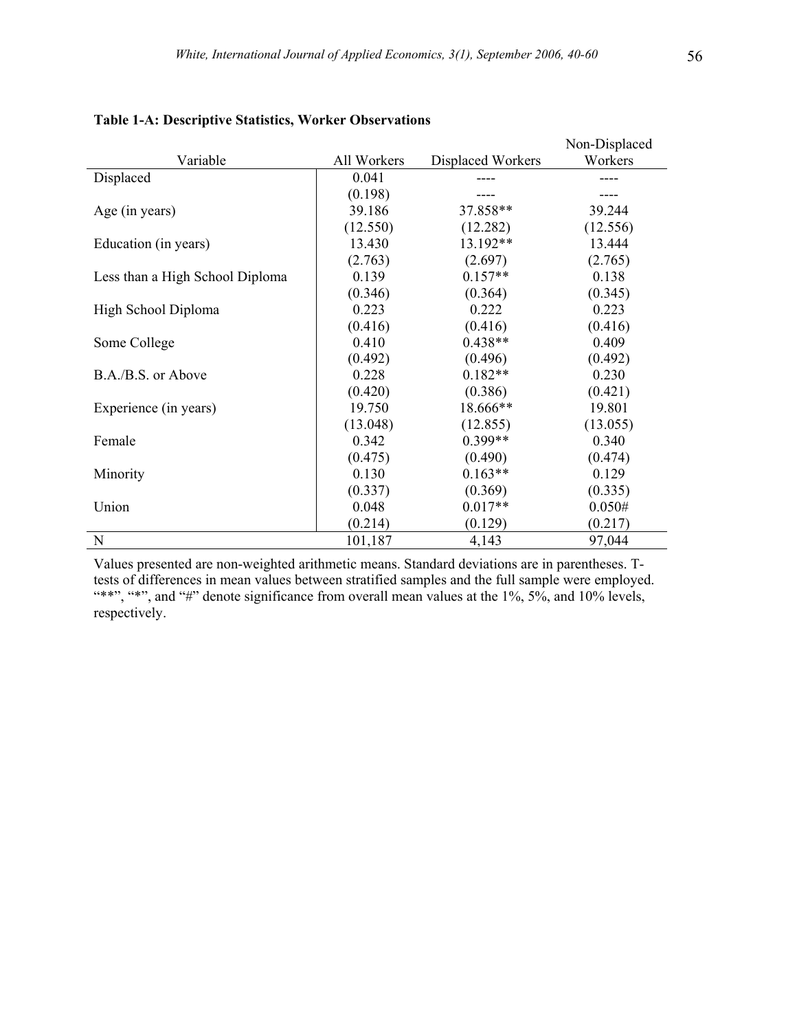**Table 1-A: Descriptive Statistics, Worker Observations**

| Variable | All Workers | Displaced Workers | Non-Displaced Workers |
|---|---|---|---|
| Displaced | 0.041 | ---- | ---- |
| | (0.198) | ---- | ---- |
| Age (in years) | 39.186 | 37.858** | 39.244 |
| | (12.550) | (12.282) | (12.556) |
| Education (in years) | 13.430 | 13.192** | 13.444 |
| | (2.763) | (2.697) | (2.765) |
| Less than a High School Diploma | 0.139 | 0.157** | 0.138 |
| | (0.346) | (0.364) | (0.345) |
| High School Diploma | 0.223 | 0.222 | 0.223 |
| | (0.416) | (0.416) | (0.416) |
| Some College | 0.410 | 0.438** | 0.409 |
| | (0.492) | (0.496) | (0.492) |
| B.A./B.S. or Above | 0.228 | 0.182** | 0.230 |
| | (0.420) | (0.386) | (0.421) |
| Experience (in years) | 19.750 | 18.666** | 19.801 |
| | (13.048) | (12.855) | (13.055) |
| Female | 0.342 | 0.399** | 0.340 |
| | (0.475) | (0.490) | (0.474) |
| Minority | 0.130 | 0.163** | 0.129 |
| | (0.337) | (0.369) | (0.335) |
| Union | 0.048 | 0.017** | 0.050# |
| | (0.214) | (0.129) | (0.217) |
| N | 101,187 | 4,143 | 97,044 |

Values presented are non-weighted arithmetic means. Standard deviations are in parentheses. T-tests of differences in mean values between stratified samples and the full sample were employed. "**", "*", and "#" denote significance from overall mean values at the 1%, 5%, and 10% levels, respectively.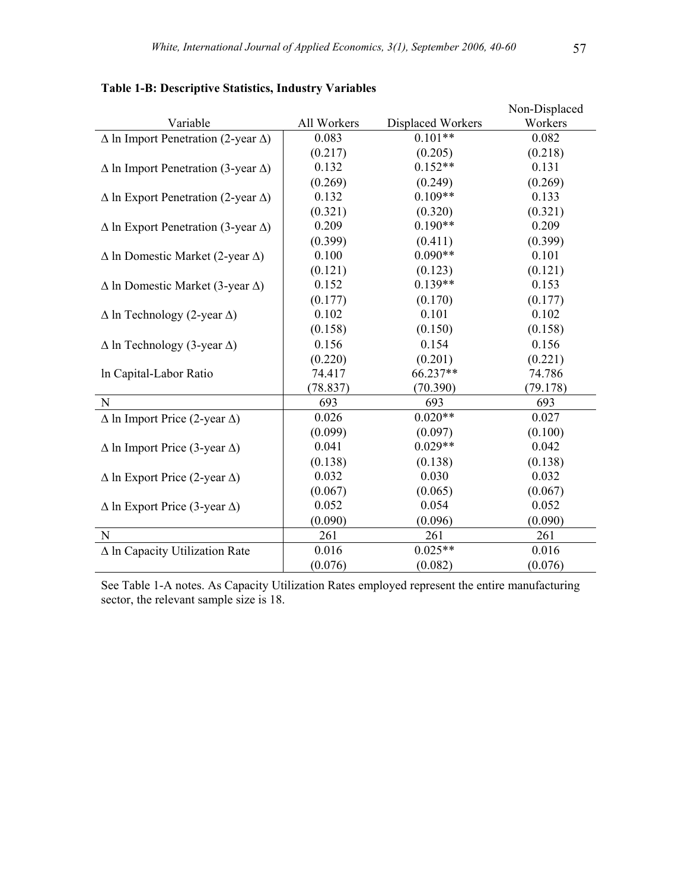**Table 1-B: Descriptive Statistics, Industry Variables**

| Variable | All Workers | Displaced Workers | Non-Displaced Workers |
|---|---|---|---|
| Δ ln Import Penetration (2-year Δ) | 0.083 | 0.101** | 0.082 |
| | (0.217) | (0.205) | (0.218) |
| Δ ln Import Penetration (3-year Δ) | 0.132 | 0.152** | 0.131 |
| | (0.269) | (0.249) | (0.269) |
| Δ ln Export Penetration (2-year Δ) | 0.132 | 0.109** | 0.133 |
| | (0.321) | (0.320) | (0.321) |
| Δ ln Export Penetration (3-year Δ) | 0.209 | 0.190** | 0.209 |
| | (0.399) | (0.411) | (0.399) |
| Δ ln Domestic Market (2-year Δ) | 0.100 | 0.090** | 0.101 |
| | (0.121) | (0.123) | (0.121) |
| Δ ln Domestic Market (3-year Δ) | 0.152 | 0.139** | 0.153 |
| | (0.177) | (0.170) | (0.177) |
| Δ ln Technology (2-year Δ) | 0.102 | 0.101 | 0.102 |
| | (0.158) | (0.150) | (0.158) |
| Δ ln Technology (3-year Δ) | 0.156 | 0.154 | 0.156 |
| | (0.220) | (0.201) | (0.221) |
| ln Capital-Labor Ratio | 74.417 | 66.237** | 74.786 |
| | (78.837) | (70.390) | (79.178) |
| N | 693 | 693 | 693 |
| Δ ln Import Price (2-year Δ) | 0.026 | 0.020** | 0.027 |
| | (0.099) | (0.097) | (0.100) |
| Δ ln Import Price (3-year Δ) | 0.041 | 0.029** | 0.042 |
| | (0.138) | (0.138) | (0.138) |
| Δ ln Export Price (2-year Δ) | 0.032 | 0.030 | 0.032 |
| | (0.067) | (0.065) | (0.067) |
| Δ ln Export Price (3-year Δ) | 0.052 | 0.054 | 0.052 |
| | (0.090) | (0.096) | (0.090) |
| N | 261 | 261 | 261 |
| Δ ln Capacity Utilization Rate | 0.016 | 0.025** | 0.016 |
| | (0.076) | (0.082) | (0.076) |

See Table 1-A notes. As Capacity Utilization Rates employed represent the entire manufacturing sector, the relevant sample size is 18.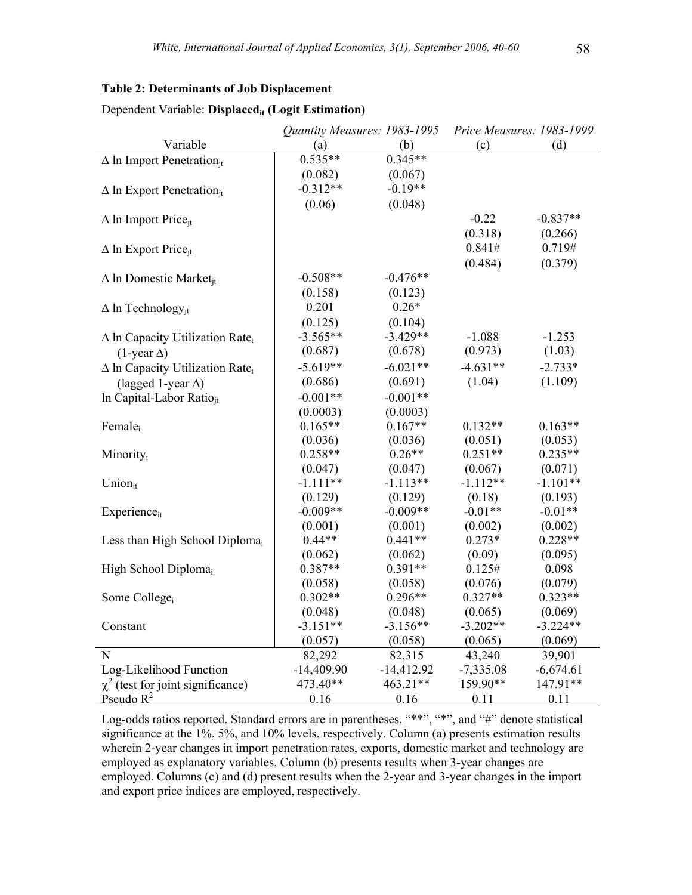**Table 2: Determinants of Job Displacement**

Dependent Variable: **Displaced$_{it}$ (Logit Estimation)**

| Variable | *Quantity Measures: 1983-1995* (a) | (b) | *Price Measures: 1983-1999* (c) | (d) |
|---|---|---|---|---|
| $\Delta$ ln Import Penetration$_{jt}$ | 0.535** | 0.345** | | |
| | (0.082) | (0.067) | | |
| $\Delta$ ln Export Penetration$_{jt}$ | -0.312** | -0.19** | | |
| | (0.06) | (0.048) | | |
| $\Delta$ ln Import Price$_{jt}$ | | | -0.22 | -0.837** |
| | | | (0.318) | (0.266) |
| $\Delta$ ln Export Price$_{jt}$ | | | 0.841# | 0.719# |
| | | | (0.484) | (0.379) |
| $\Delta$ ln Domestic Market$_{jt}$ | -0.508** | -0.476** | | |
| | (0.158) | (0.123) | | |
| $\Delta$ ln Technology$_{jt}$ | 0.201 | 0.26* | | |
| | (0.125) | (0.104) | | |
| $\Delta$ ln Capacity Utilization Rate$_t$ (1-year $\Delta$) | -3.565** | -3.429** | -1.088 | -1.253 |
| | (0.687) | (0.678) | (0.973) | (1.03) |
| $\Delta$ ln Capacity Utilization Rate$_t$ (lagged 1-year $\Delta$) | -5.619** | -6.021** | -4.631** | -2.733* |
| | (0.686) | (0.691) | (1.04) | (1.109) |
| ln Capital-Labor Ratio$_{jt}$ | -0.001** | -0.001** | | |
| | (0.0003) | (0.0003) | | |
| Female$_i$ | 0.165** | 0.167** | 0.132** | 0.163** |
| | (0.036) | (0.036) | (0.051) | (0.053) |
| Minority$_i$ | 0.258** | 0.26** | 0.251** | 0.235** |
| | (0.047) | (0.047) | (0.067) | (0.071) |
| Union$_{it}$ | -1.111** | -1.113** | -1.112** | -1.101** |
| | (0.129) | (0.129) | (0.18) | (0.193) |
| Experience$_{it}$ | -0.009** | -0.009** | -0.01** | -0.01** |
| | (0.001) | (0.001) | (0.002) | (0.002) |
| Less than High School Diploma$_i$ | 0.44** | 0.441** | 0.273* | 0.228** |
| | (0.062) | (0.062) | (0.09) | (0.095) |
| High School Diploma$_i$ | 0.387** | 0.391** | 0.125# | 0.098 |
| | (0.058) | (0.058) | (0.076) | (0.079) |
| Some College$_i$ | 0.302** | 0.296** | 0.327** | 0.323** |
| | (0.048) | (0.048) | (0.065) | (0.069) |
| Constant | -3.151** | -3.156** | -3.202** | -3.224** |
| | (0.057) | (0.058) | (0.065) | (0.069) |
| N | 82,292 | 82,315 | 43,240 | 39,901 |
| Log-Likelihood Function | -14,409.90 | -14,412.92 | -7,335.08 | -6,674.61 |
| $\chi^2$ (test for joint significance) | 473.40** | 463.21** | 159.90** | 147.91** |
| Pseudo $R^2$ | 0.16 | 0.16 | 0.11 | 0.11 |

Log-odds ratios reported. Standard errors are in parentheses. "**", "*", and "#" denote statistical significance at the 1%, 5%, and 10% levels, respectively. Column (a) presents estimation results wherein 2-year changes in import penetration rates, exports, domestic market and technology are employed as explanatory variables. Column (b) presents results when 3-year changes are employed. Columns (c) and (d) present results when the 2-year and 3-year changes in the import and export price indices are employed, respectively.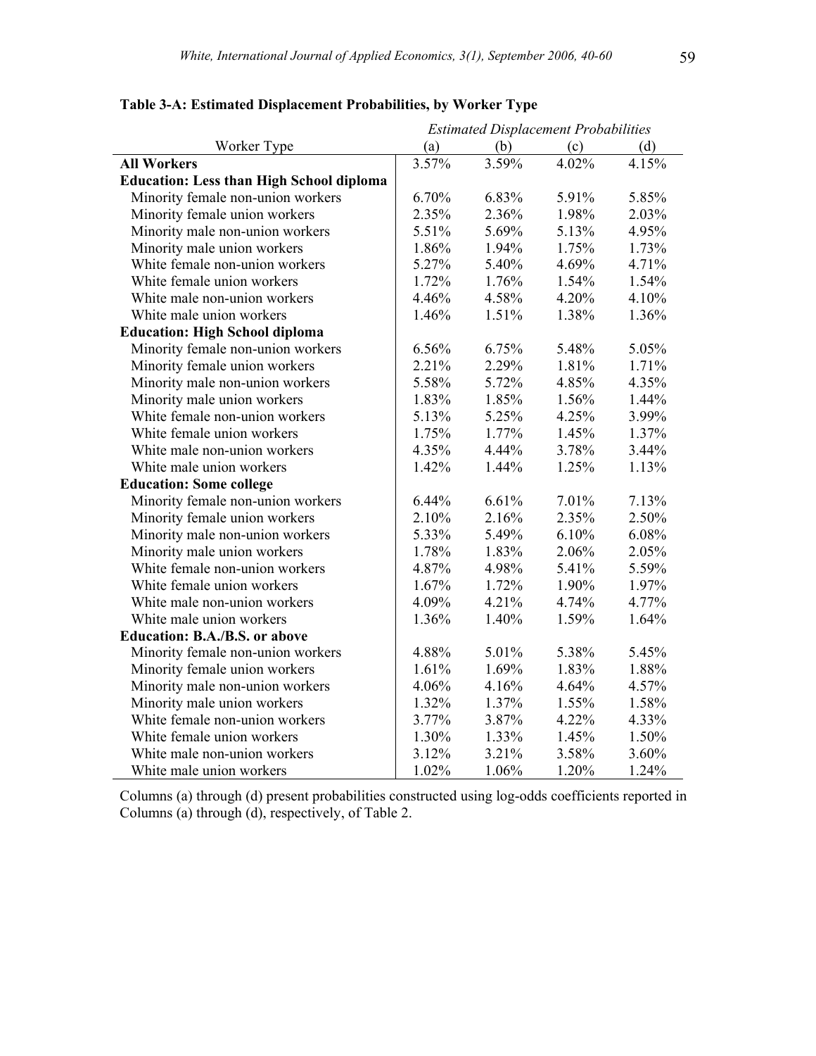**Table 3-A: Estimated Displacement Probabilities, by Worker Type**

| | *Estimated Displacement Probabilities* | | | |
|---|---|---|---|---|
| Worker Type | (a) | (b) | (c) | (d) |
| **All Workers** | 3.57% | 3.59% | 4.02% | 4.15% |
| **Education: Less than High School diploma** | | | | |
| Minority female non-union workers | 6.70% | 6.83% | 5.91% | 5.85% |
| Minority female union workers | 2.35% | 2.36% | 1.98% | 2.03% |
| Minority male non-union workers | 5.51% | 5.69% | 5.13% | 4.95% |
| Minority male union workers | 1.86% | 1.94% | 1.75% | 1.73% |
| White female non-union workers | 5.27% | 5.40% | 4.69% | 4.71% |
| White female union workers | 1.72% | 1.76% | 1.54% | 1.54% |
| White male non-union workers | 4.46% | 4.58% | 4.20% | 4.10% |
| White male union workers | 1.46% | 1.51% | 1.38% | 1.36% |
| **Education: High School diploma** | | | | |
| Minority female non-union workers | 6.56% | 6.75% | 5.48% | 5.05% |
| Minority female union workers | 2.21% | 2.29% | 1.81% | 1.71% |
| Minority male non-union workers | 5.58% | 5.72% | 4.85% | 4.35% |
| Minority male union workers | 1.83% | 1.85% | 1.56% | 1.44% |
| White female non-union workers | 5.13% | 5.25% | 4.25% | 3.99% |
| White female union workers | 1.75% | 1.77% | 1.45% | 1.37% |
| White male non-union workers | 4.35% | 4.44% | 3.78% | 3.44% |
| White male union workers | 1.42% | 1.44% | 1.25% | 1.13% |
| **Education: Some college** | | | | |
| Minority female non-union workers | 6.44% | 6.61% | 7.01% | 7.13% |
| Minority female union workers | 2.10% | 2.16% | 2.35% | 2.50% |
| Minority male non-union workers | 5.33% | 5.49% | 6.10% | 6.08% |
| Minority male union workers | 1.78% | 1.83% | 2.06% | 2.05% |
| White female non-union workers | 4.87% | 4.98% | 5.41% | 5.59% |
| White female union workers | 1.67% | 1.72% | 1.90% | 1.97% |
| White male non-union workers | 4.09% | 4.21% | 4.74% | 4.77% |
| White male union workers | 1.36% | 1.40% | 1.59% | 1.64% |
| **Education: B.A./B.S. or above** | | | | |
| Minority female non-union workers | 4.88% | 5.01% | 5.38% | 5.45% |
| Minority female union workers | 1.61% | 1.69% | 1.83% | 1.88% |
| Minority male non-union workers | 4.06% | 4.16% | 4.64% | 4.57% |
| Minority male union workers | 1.32% | 1.37% | 1.55% | 1.58% |
| White female non-union workers | 3.77% | 3.87% | 4.22% | 4.33% |
| White female union workers | 1.30% | 1.33% | 1.45% | 1.50% |
| White male non-union workers | 3.12% | 3.21% | 3.58% | 3.60% |
| White male union workers | 1.02% | 1.06% | 1.20% | 1.24% |

Columns (a) through (d) present probabilities constructed using log-odds coefficients reported in Columns (a) through (d), respectively, of Table 2.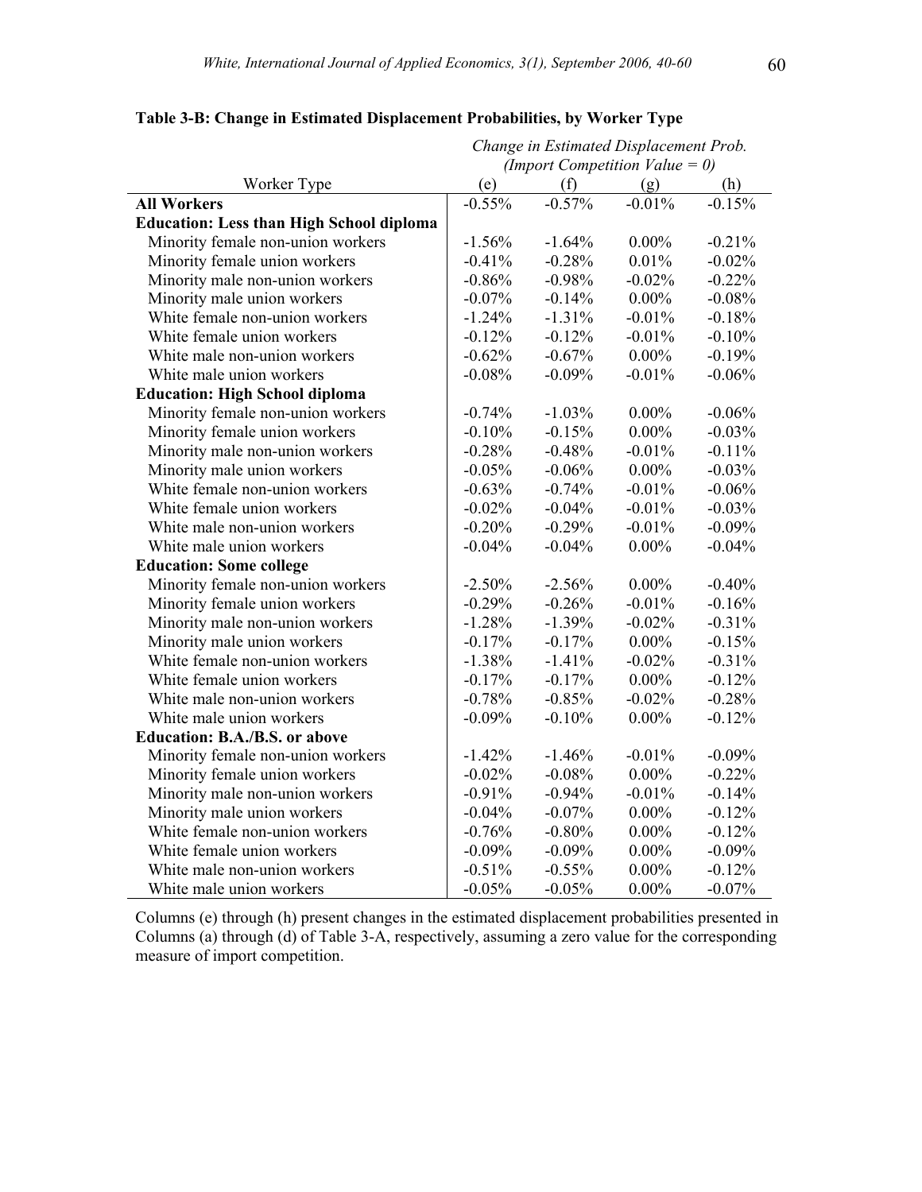**Table 3-B: Change in Estimated Displacement Probabilities, by Worker Type**

| | *Change in Estimated Displacement Prob. (Import Competition Value = 0)* | | | |
|---|---|---|---|---|
| Worker Type | (e) | (f) | (g) | (h) |
| **All Workers** | -0.55% | -0.57% | -0.01% | -0.15% |
| **Education: Less than High School diploma** | | | | |
| Minority female non-union workers | -1.56% | -1.64% | 0.00% | -0.21% |
| Minority female union workers | -0.41% | -0.28% | 0.01% | -0.02% |
| Minority male non-union workers | -0.86% | -0.98% | -0.02% | -0.22% |
| Minority male union workers | -0.07% | -0.14% | 0.00% | -0.08% |
| White female non-union workers | -1.24% | -1.31% | -0.01% | -0.18% |
| White female union workers | -0.12% | -0.12% | -0.01% | -0.10% |
| White male non-union workers | -0.62% | -0.67% | 0.00% | -0.19% |
| White male union workers | -0.08% | -0.09% | -0.01% | -0.06% |
| **Education: High School diploma** | | | | |
| Minority female non-union workers | -0.74% | -1.03% | 0.00% | -0.06% |
| Minority female union workers | -0.10% | -0.15% | 0.00% | -0.03% |
| Minority male non-union workers | -0.28% | -0.48% | -0.01% | -0.11% |
| Minority male union workers | -0.05% | -0.06% | 0.00% | -0.03% |
| White female non-union workers | -0.63% | -0.74% | -0.01% | -0.06% |
| White female union workers | -0.02% | -0.04% | -0.01% | -0.03% |
| White male non-union workers | -0.20% | -0.29% | -0.01% | -0.09% |
| White male union workers | -0.04% | -0.04% | 0.00% | -0.04% |
| **Education: Some college** | | | | |
| Minority female non-union workers | -2.50% | -2.56% | 0.00% | -0.40% |
| Minority female union workers | -0.29% | -0.26% | -0.01% | -0.16% |
| Minority male non-union workers | -1.28% | -1.39% | -0.02% | -0.31% |
| Minority male union workers | -0.17% | -0.17% | 0.00% | -0.15% |
| White female non-union workers | -1.38% | -1.41% | -0.02% | -0.31% |
| White female union workers | -0.17% | -0.17% | 0.00% | -0.12% |
| White male non-union workers | -0.78% | -0.85% | -0.02% | -0.28% |
| White male union workers | -0.09% | -0.10% | 0.00% | -0.12% |
| **Education: B.A./B.S. or above** | | | | |
| Minority female non-union workers | -1.42% | -1.46% | -0.01% | -0.09% |
| Minority female union workers | -0.02% | -0.08% | 0.00% | -0.22% |
| Minority male non-union workers | -0.91% | -0.94% | -0.01% | -0.14% |
| Minority male union workers | -0.04% | -0.07% | 0.00% | -0.12% |
| White female non-union workers | -0.76% | -0.80% | 0.00% | -0.12% |
| White female union workers | -0.09% | -0.09% | 0.00% | -0.09% |
| White male non-union workers | -0.51% | -0.55% | 0.00% | -0.12% |
| White male union workers | -0.05% | -0.05% | 0.00% | -0.07% |

Columns (e) through (h) present changes in the estimated displacement probabilities presented in Columns (a) through (d) of Table 3-A, respectively, assuming a zero value for the corresponding measure of import competition.